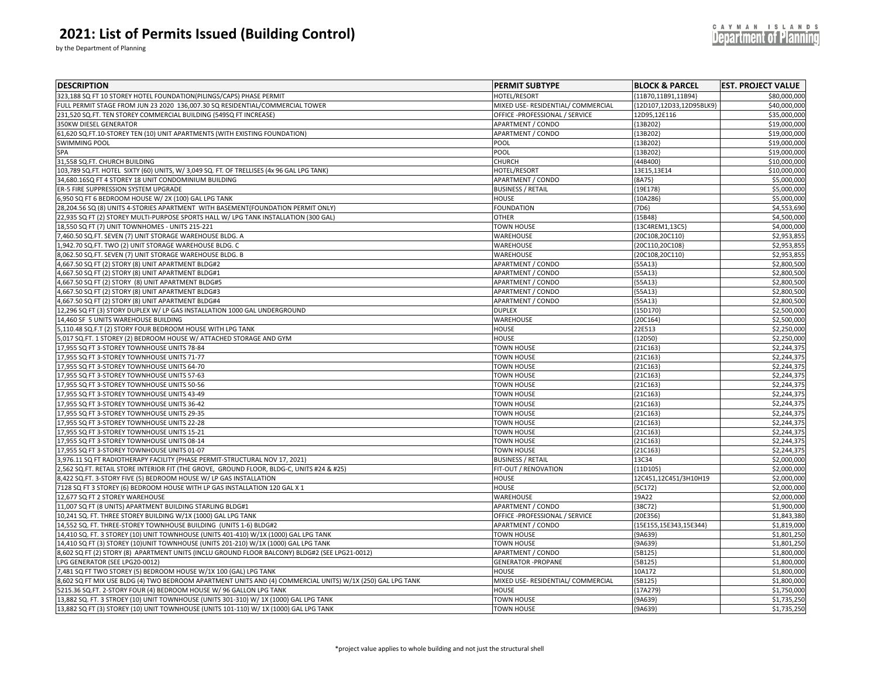# 2021: List of Permits Issued (Building Control)

by the Department of Planning

| DESCRIPTION | PERMIT SUBTYPE | BLOCK & PARCEL | EST. PROJECT VALUE |
|---|---|---|---|
| 323,188 SQ FT 10 STOREY HOTEL FOUNDATION(PILINGS/CAPS) PHASE PERMIT | HOTEL/RESORT | {11B70,11B91,11B94} | $80,000,000 |
| FULL PERMIT STAGE FROM JUN 23 2020 136,007.30 SQ RESIDENTIAL/COMMERCIAL TOWER | MIXED USE- RESIDENTIAL/ COMMERCIAL | {12D107,12D33,12D95BLK9} | $40,000,000 |
| 231,520 SQ.FT. TEN STOREY COMMERCIAL BUILDING (549SQ FT INCREASE) | OFFICE -PROFESSIONAL / SERVICE | 12D95,12E116 | $35,000,000 |
| 350KW DIESEL GENERATOR | APARTMENT / CONDO | {13B202} | $19,000,000 |
| 61,620 SQ.FT.10-STOREY TEN (10) UNIT APARTMENTS (WITH EXISTING FOUNDATION) | APARTMENT / CONDO | {13B202} | $19,000,000 |
| SWIMMING POOL | POOL | {13B202} | $19,000,000 |
| SPA | POOL | {13B202} | $19,000,000 |
| 31,558 SQ.FT. CHURCH BUILDING | CHURCH | {44B400} | $10,000,000 |
| 103,789 SQ.FT. HOTEL SIXTY (60) UNITS, W/ 3,049 SQ. FT. OF TRELLISES (4x 96 GAL LPG TANK) | HOTEL/RESORT | 13E15,13E14 | $10,000,000 |
| 34,680.16SQ FT 4 STOREY 18 UNIT CONDOMINIUM BUILDING | APARTMENT / CONDO | {8A75} | $5,000,000 |
| ER-5 FIRE SUPPRESSION SYSTEM UPGRADE | BUSINESS / RETAIL | {19E178} | $5,000,000 |
| 6,950 SQ FT 6 BEDROOM HOUSE W/ 2X (100) GAL LPG TANK | HOUSE | {10A286} | $5,000,000 |
| 28,204.56 SQ (8) UNITS 4-STORIES APARTMENT WITH BASEMENT(FOUNDATION PERMIT ONLY) | FOUNDATION | {7D6} | $4,553,690 |
| 22,935 SQ FT (2) STOREY MULTI-PURPOSE SPORTS HALL W/ LPG TANK INSTALLATION (300 GAL) | OTHER | {15B48} | $4,500,000 |
| 18,550 SQ FT (7) UNIT TOWNHOMES - UNITS 215-221 | TOWN HOUSE | {13C4REM1,13C5} | $4,000,000 |
| 7,460.50 SQ.FT. SEVEN (7) UNIT STORAGE WAREHOUSE BLDG. A | WAREHOUSE | {20C108,20C110} | $2,953,855 |
| 1,942.70 SQ.FT. TWO (2) UNIT STORAGE WAREHOUSE BLDG. C | WAREHOUSE | {20C110,20C108} | $2,953,855 |
| 8,062.50 SQ.FT. SEVEN (7) UNIT STORAGE WAREHOUSE BLDG. B | WAREHOUSE | {20C108,20C110} | $2,953,855 |
| 4,667.50 SQ FT (2) STORY (8) UNIT APARTMENT BLDG#2 | APARTMENT / CONDO | {55A13} | $2,800,500 |
| 4,667.50 SQ FT (2) STORY (8) UNIT APARTMENT BLDG#1 | APARTMENT / CONDO | {55A13} | $2,800,500 |
| 4,667.50 SQ FT (2) STORY (8) UNIT APARTMENT BLDG#5 | APARTMENT / CONDO | {55A13} | $2,800,500 |
| 4,667.50 SQ FT (2) STORY (8) UNIT APARTMENT BLDG#3 | APARTMENT / CONDO | {55A13} | $2,800,500 |
| 4,667.50 SQ FT (2) STORY (8) UNIT APARTMENT BLDG#4 | APARTMENT / CONDO | {55A13} | $2,800,500 |
| 12,296 SQ FT (3) STORY DUPLEX W/ LP GAS INSTALLATION 1000 GAL UNDERGROUND | DUPLEX | {15D170} | $2,500,000 |
| 14,460 SF 5 UNITS WAREHOUSE BUILDING | WAREHOUSE | {20C164} | $2,500,000 |
| 5,110.48 SQ.F.T (2) STORY FOUR BEDROOM HOUSE WITH LPG TANK | HOUSE | 22E513 | $2,250,000 |
| 5,017 SQ.FT. 1 STOREY (2) BEDROOM HOUSE W/ ATTACHED STORAGE AND GYM | HOUSE | {12D50} | $2,250,000 |
| 17,955 SQ FT 3-STOREY TOWNHOUSE UNITS 78-84 | TOWN HOUSE | {21C163} | $2,244,375 |
| 17,955 SQ FT 3-STOREY TOWNHOUSE UNITS 71-77 | TOWN HOUSE | {21C163} | $2,244,375 |
| 17,955 SQ FT 3-STOREY TOWNHOUSE UNITS 64-70 | TOWN HOUSE | {21C163} | $2,244,375 |
| 17,955 SQ FT 3-STOREY TOWNHOUSE UNITS 57-63 | TOWN HOUSE | {21C163} | $2,244,375 |
| 17,955 SQ FT 3-STOREY TOWNHOUSE UNITS 50-56 | TOWN HOUSE | {21C163} | $2,244,375 |
| 17,955 SQ FT 3-STOREY TOWNHOUSE UNITS 43-49 | TOWN HOUSE | {21C163} | $2,244,375 |
| 17,955 SQ FT 3-STOREY TOWNHOUSE UNITS 36-42 | TOWN HOUSE | {21C163} | $2,244,375 |
| 17,955 SQ FT 3-STOREY TOWNHOUSE UNITS 29-35 | TOWN HOUSE | {21C163} | $2,244,375 |
| 17,955 SQ FT 3-STOREY TOWNHOUSE UNITS 22-28 | TOWN HOUSE | {21C163} | $2,244,375 |
| 17,955 SQ FT 3-STOREY TOWNHOUSE UNITS 15-21 | TOWN HOUSE | {21C163} | $2,244,375 |
| 17,955 SQ FT 3-STOREY TOWNHOUSE UNITS 08-14 | TOWN HOUSE | {21C163} | $2,244,375 |
| 17,955 SQ FT 3-STOREY TOWNHOUSE UNITS 01-07 | TOWN HOUSE | {21C163} | $2,244,375 |
| 3,976.11 SQ FT RADIOTHERAPY FACILITY (PHASE PERMIT-STRUCTURAL NOV 17, 2021) | BUSINESS / RETAIL | 13C34 | $2,000,000 |
| 2,562 SQ.FT. RETAIL STORE INTERIOR FIT (THE GROVE, GROUND FLOOR, BLDG-C, UNITS #24 & #25) | FIT-OUT / RENOVATION | {11D105} | $2,000,000 |
| 8,422 SQ.FT. 3-STORY FIVE (5) BEDROOM HOUSE W/ LP GAS INSTALLATION | HOUSE | 12C451,12C451/3H10H19 | $2,000,000 |
| 7128 SQ FT 3 STOREY (6) BEDROOM HOUSE WITH LP GAS INSTALLATION 120 GAL X 1 | HOUSE | {5C172} | $2,000,000 |
| 12,677 SQ FT 2 STOREY WAREHOUSE | WAREHOUSE | 19A22 | $2,000,000 |
| 11,007 SQ FT (8 UNITS) APARTMENT BUILDING STARLING BLDG#1 | APARTMENT / CONDO | {38C72} | $1,900,000 |
| 10,241 SQ. FT. THREE STOREY BUILDING W/1X (1000) GAL LPG TANK | OFFICE -PROFESSIONAL / SERVICE | {20E356} | $1,843,380 |
| 14,552 SQ. FT. THREE-STOREY TOWNHOUSE BUILDING (UNITS 1-6) BLDG#2 | APARTMENT / CONDO | {15E155,15E343,15E344} | $1,819,000 |
| 14,410 SQ. FT. 3 STOREY (10) UNIT TOWNHOUSE (UNITS 401-410) W/1X (1000) GAL LPG TANK | TOWN HOUSE | {9A639} | $1,801,250 |
| 14,410 SQ FT (3) STOREY (10)UNIT TOWNHOUSE (UNITS 201-210) W/1X (1000) GAL LPG TANK | TOWN HOUSE | {9A639} | $1,801,250 |
| 8,602 SQ FT (2) STORY (8) APARTMENT UNITS (INCLU GROUND FLOOR BALCONY) BLDG#2 (SEE LPG21-0012) | APARTMENT / CONDO | {5B125} | $1,800,000 |
| LPG GENERATOR (SEE LPG20-0012) | GENERATOR -PROPANE | {5B125} | $1,800,000 |
| 7,481 SQ FT TWO STOREY (5) BEDROOM HOUSE W/1X 100 (GAL) LPG TANK | HOUSE | 10A172 | $1,800,000 |
| 8,602 SQ FT MIX USE BLDG (4) TWO BEDROOM APARTMENT UNITS AND (4) COMMERCIAL UNITS) W/1X (250) GAL LPG TANK | MIXED USE- RESIDENTIAL/ COMMERCIAL | {5B125} | $1,800,000 |
| 5215.36 SQ.FT. 2-STORY FOUR (4) BEDROOM HOUSE W/ 96 GALLON LPG TANK | HOUSE | {17A279} | $1,750,000 |
| 13,882 SQ. FT. 3 STROEY (10) UNIT TOWNHOUSE (UNITS 301-310) W/ 1X (1000) GAL LPG TANK | TOWN HOUSE | {9A639} | $1,735,250 |
| 13,882 SQ FT (3) STOREY (10) UNIT TOWNHOUSE (UNITS 101-110) W/ 1X (1000) GAL LPG TANK | TOWN HOUSE | {9A639} | $1,735,250 |

*project value applies to whole building and not just the structural shell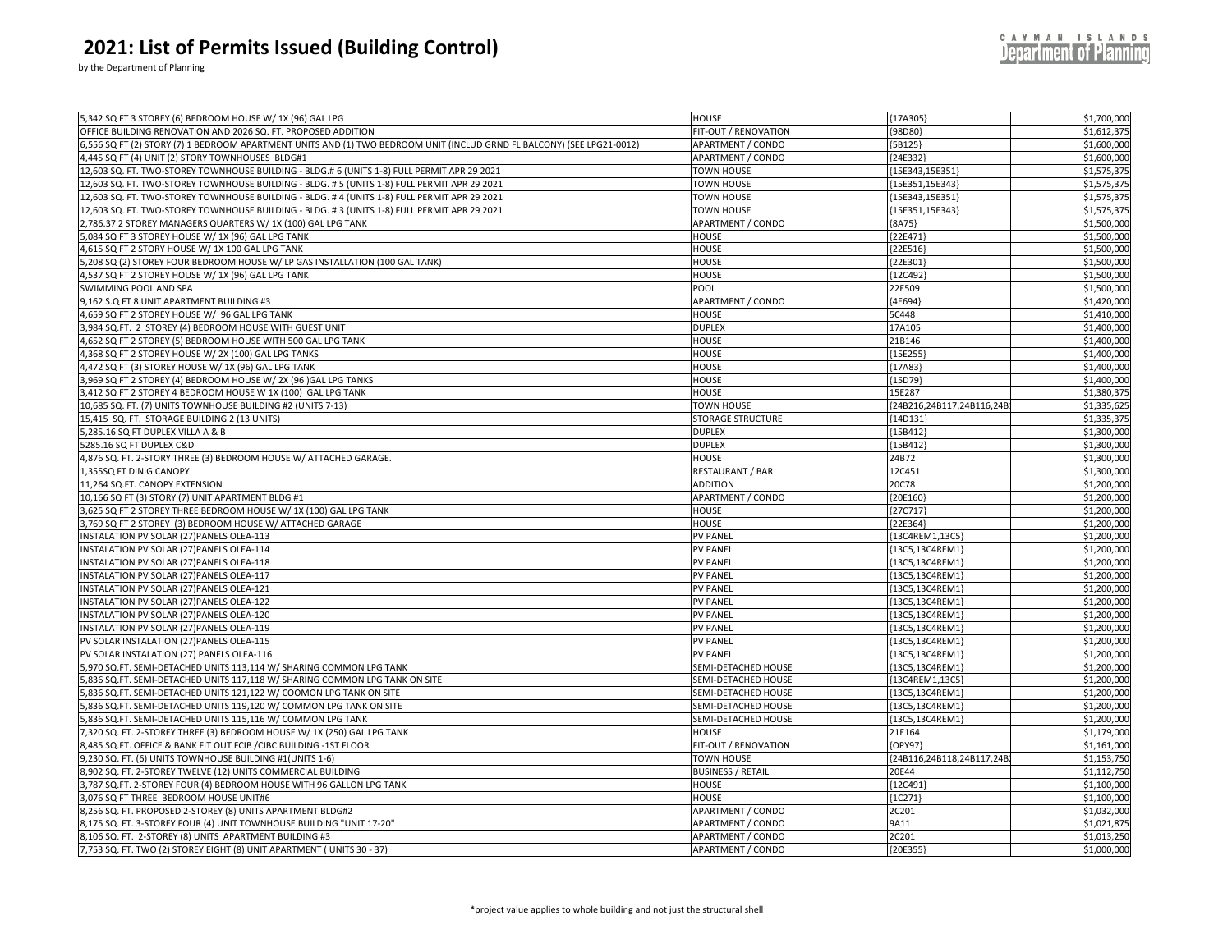# 2021: List of Permits Issued (Building Control)

by the Department of Planning

| | | | |
|---|---|---|---|
| 5,342 SQ FT 3 STOREY (6) BEDROOM HOUSE W/ 1X (96) GAL LPG | HOUSE | {17A305} | $1,700,000 |
| OFFICE BUILDING RENOVATION AND 2026 SQ. FT. PROPOSED ADDITION | FIT-OUT / RENOVATION | {98D80} | $1,612,375 |
| 6,556 SQ FT (2) STORY (7) 1 BEDROOM APARTMENT UNITS AND (1) TWO BEDROOM UNIT (INCLUD GRND FL BALCONY) (SEE LPG21-0012) | APARTMENT / CONDO | {5B125} | $1,600,000 |
| 4,445 SQ FT (4) UNIT (2) STORY TOWNHOUSES BLDG#1 | APARTMENT / CONDO | {24E332} | $1,600,000 |
| 12,603 SQ. FT. TWO-STOREY TOWNHOUSE BUILDING - BLDG.# 6 (UNITS 1-8) FULL PERMIT APR 29 2021 | TOWN HOUSE | {15E343,15E351} | $1,575,375 |
| 12,603 SQ. FT. TWO-STOREY TOWNHOUSE BUILDING - BLDG. # 5 (UNITS 1-8) FULL PERMIT APR 29 2021 | TOWN HOUSE | {15E351,15E343} | $1,575,375 |
| 12,603 SQ. FT. TWO-STOREY TOWNHOUSE BUILDING - BLDG. # 4 (UNITS 1-8) FULL PERMIT APR 29 2021 | TOWN HOUSE | {15E343,15E351} | $1,575,375 |
| 12,603 SQ. FT. TWO-STOREY TOWNHOUSE BUILDING - BLDG. # 3 (UNITS 1-8) FULL PERMIT APR 29 2021 | TOWN HOUSE | {15E351,15E343} | $1,575,375 |
| 2,786.37 2 STOREY MANAGERS QUARTERS W/ 1X (100) GAL LPG TANK | APARTMENT / CONDO | {8A75} | $1,500,000 |
| 5,084 SQ FT 3 STOREY HOUSE W/ 1X (96) GAL LPG TANK | HOUSE | {22E471} | $1,500,000 |
| 4,615 SQ FT 2 STORY HOUSE W/ 1X 100 GAL LPG TANK | HOUSE | {22E516} | $1,500,000 |
| 5,208 SQ (2) STOREY FOUR BEDROOM HOUSE W/ LP GAS INSTALLATION (100 GAL TANK) | HOUSE | {22E301} | $1,500,000 |
| 4,537 SQ FT 2 STOREY HOUSE W/ 1X (96) GAL LPG TANK | HOUSE | {12C492} | $1,500,000 |
| SWIMMING POOL AND SPA | POOL | 22E509 | $1,500,000 |
| 9,162 S.Q FT 8 UNIT APARTMENT BUILDING #3 | APARTMENT / CONDO | {4E694} | $1,420,000 |
| 4,659 SQ FT 2 STOREY HOUSE W/ 96 GAL LPG TANK | HOUSE | 5C448 | $1,410,000 |
| 3,984 SQ.FT. 2 STOREY (4) BEDROOM HOUSE WITH GUEST UNIT | DUPLEX | 17A105 | $1,400,000 |
| 4,652 SQ FT 2 STOREY (5) BEDROOM HOUSE WITH 500 GAL LPG TANK | HOUSE | 21B146 | $1,400,000 |
| 4,368 SQ FT 2 STOREY HOUSE W/ 2X (100) GAL LPG TANKS | HOUSE | {15E255} | $1,400,000 |
| 4,472 SQ FT (3) STOREY HOUSE W/ 1X (96) GAL LPG TANK | HOUSE | {17A83} | $1,400,000 |
| 3,969 SQ FT 2 STOREY (4) BEDROOM HOUSE W/ 2X (96 )GAL LPG TANKS | HOUSE | {15D79} | $1,400,000 |
| 3,412 SQ FT 2 STOREY 4 BEDROOM HOUSE W 1X (100) GAL LPG TANK | HOUSE | 15E287 | $1,380,375 |
| 10,685 SQ. FT. (7) UNITS TOWNHOUSE BUILDING #2 (UNITS 7-13) | TOWN HOUSE | {24B216,24B117,24B116,24B | $1,335,625 |
| 15,415 SQ. FT. STORAGE BUILDING 2 (13 UNITS) | STORAGE STRUCTURE | {14D131} | $1,335,375 |
| 5,285.16 SQ FT DUPLEX VILLA A & B | DUPLEX | {15B412} | $1,300,000 |
| 5285.16 SQ FT DUPLEX C&D | DUPLEX | {15B412} | $1,300,000 |
| 4,876 SQ. FT. 2-STORY THREE (3) BEDROOM HOUSE W/ ATTACHED GARAGE. | HOUSE | 24B72 | $1,300,000 |
| 1,355SQ FT DINIG CANOPY | RESTAURANT / BAR | 12C451 | $1,300,000 |
| 11,264 SQ.FT. CANOPY EXTENSION | ADDITION | 20C78 | $1,200,000 |
| 10,166 SQ FT (3) STORY (7) UNIT APARTMENT BLDG #1 | APARTMENT / CONDO | {20E160} | $1,200,000 |
| 3,625 SQ FT 2 STOREY THREE BEDROOM HOUSE W/ 1X (100) GAL LPG TANK | HOUSE | {27C717} | $1,200,000 |
| 3,769 SQ FT 2 STOREY (3) BEDROOM HOUSE W/ ATTACHED GARAGE | HOUSE | {22E364} | $1,200,000 |
| INSTALATION PV SOLAR (27)PANELS OLEA-113 | PV PANEL | {13C4REM1,13C5} | $1,200,000 |
| INSTALATION PV SOLAR (27)PANELS OLEA-114 | PV PANEL | {13C5,13C4REM1} | $1,200,000 |
| INSTALATION PV SOLAR (27)PANELS OLEA-118 | PV PANEL | {13C5,13C4REM1} | $1,200,000 |
| INSTALATION PV SOLAR (27)PANELS OLEA-117 | PV PANEL | {13C5,13C4REM1} | $1,200,000 |
| INSTALATION PV SOLAR (27)PANELS OLEA-121 | PV PANEL | {13C5,13C4REM1} | $1,200,000 |
| INSTALATION PV SOLAR (27)PANELS OLEA-122 | PV PANEL | {13C5,13C4REM1} | $1,200,000 |
| INSTALATION PV SOLAR (27)PANELS OLEA-120 | PV PANEL | {13C5,13C4REM1} | $1,200,000 |
| INSTALATION PV SOLAR (27)PANELS OLEA-119 | PV PANEL | {13C5,13C4REM1} | $1,200,000 |
| PV SOLAR INSTALATION (27)PANELS OLEA-115 | PV PANEL | {13C5,13C4REM1} | $1,200,000 |
| PV SOLAR INSTALATION (27) PANELS OLEA-116 | PV PANEL | {13C5,13C4REM1} | $1,200,000 |
| 5,970 SQ.FT. SEMI-DETACHED UNITS 113,114 W/ SHARING COMMON LPG TANK | SEMI-DETACHED HOUSE | {13C5,13C4REM1} | $1,200,000 |
| 5,836 SQ.FT. SEMI-DETACHED UNITS 117,118 W/ SHARING COMMON LPG TANK ON SITE | SEMI-DETACHED HOUSE | {13C4REM1,13C5} | $1,200,000 |
| 5,836 SQ.FT. SEMI-DETACHED UNITS 121,122 W/ COOMON LPG TANK ON SITE | SEMI-DETACHED HOUSE | {13C5,13C4REM1} | $1,200,000 |
| 5,836 SQ.FT. SEMI-DETACHED UNITS 119,120 W/ COMMON LPG TANK ON SITE | SEMI-DETACHED HOUSE | {13C5,13C4REM1} | $1,200,000 |
| 5,836 SQ.FT. SEMI-DETACHED UNITS 115,116 W/ COMMON LPG TANK | SEMI-DETACHED HOUSE | {13C5,13C4REM1} | $1,200,000 |
| 7,320 SQ. FT. 2-STOREY THREE (3) BEDROOM HOUSE W/ 1X (250) GAL LPG TANK | HOUSE | 21E164 | $1,179,000 |
| 8,485 SQ.FT. OFFICE & BANK FIT OUT FCIB /CIBC BUILDING -1ST FLOOR | FIT-OUT / RENOVATION | {OPY97} | $1,161,000 |
| 9,230 SQ. FT. (6) UNITS TOWNHOUSE BUILDING #1(UNITS 1-6) | TOWN HOUSE | {24B116,24B118,24B117,24B | $1,153,750 |
| 8,902 SQ. FT. 2-STOREY TWELVE (12) UNITS COMMERCIAL BUILDING | BUSINESS / RETAIL | 20E44 | $1,112,750 |
| 3,787 SQ.FT. 2-STOREY FOUR (4) BEDROOM HOUSE WITH 96 GALLON LPG TANK | HOUSE | {12C491} | $1,100,000 |
| 3,076 SQ FT THREE BEDROOM HOUSE UNIT#6 | HOUSE | {1C271} | $1,100,000 |
| 8,256 SQ. FT. PROPOSED 2-STOREY (8) UNITS APARTMENT BLDG#2 | APARTMENT / CONDO | 2C201 | $1,032,000 |
| 8,175 SQ. FT. 3-STOREY FOUR (4) UNIT TOWNHOUSE BUILDING "UNIT 17-20" | APARTMENT / CONDO | 9A11 | $1,021,875 |
| 8,106 SQ. FT. 2-STOREY (8) UNITS APARTMENT BUILDING #3 | APARTMENT / CONDO | 2C201 | $1,013,250 |
| 7,753 SQ. FT. TWO (2) STOREY EIGHT (8) UNIT APARTMENT ( UNITS 30 - 37) | APARTMENT / CONDO | {20E355} | $1,000,000 |

*project value applies to whole building and not just the structural shell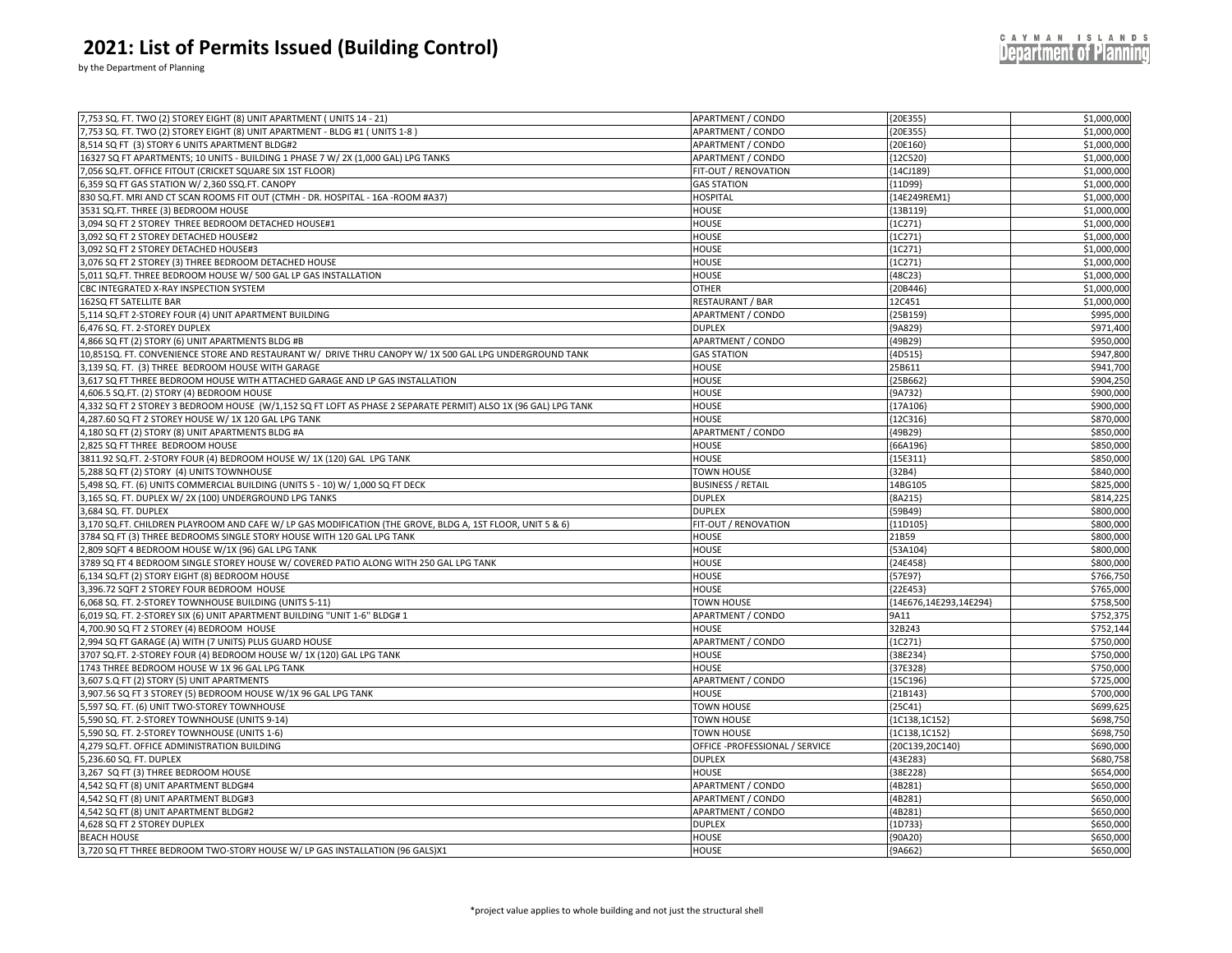# 2021: List of Permits Issued (Building Control)

by the Department of Planning

| | | | |
|---|---|---|---|
| 7,753 SQ. FT. TWO (2) STOREY EIGHT (8) UNIT APARTMENT ( UNITS 14 - 21) | APARTMENT / CONDO | {20E355} | $1,000,000 |
| 7,753 SQ. FT. TWO (2) STOREY EIGHT (8) UNIT APARTMENT - BLDG #1 ( UNITS 1-8 ) | APARTMENT / CONDO | {20E355} | $1,000,000 |
| 8,514 SQ FT (3) STORY 6 UNITS APARTMENT BLDG#2 | APARTMENT / CONDO | {20E160} | $1,000,000 |
| 16327 SQ FT APARTMENTS; 10 UNITS - BUILDING 1 PHASE 7 W/ 2X (1,000 GAL) LPG TANKS | APARTMENT / CONDO | {12C520} | $1,000,000 |
| 7,056 SQ.FT. OFFICE FITOUT (CRICKET SQUARE SIX 1ST FLOOR) | FIT-OUT / RENOVATION | {14CJ189} | $1,000,000 |
| 6,359 SQ FT GAS STATION W/ 2,360 SSQ.FT. CANOPY | GAS STATION | {11D99} | $1,000,000 |
| 830 SQ.FT. MRI AND CT SCAN ROOMS FIT OUT (CTMH - DR. HOSPITAL - 16A -ROOM #A37) | HOSPITAL | {14E249REM1} | $1,000,000 |
| 3531 SQ.FT. THREE (3) BEDROOM HOUSE | HOUSE | {13B119} | $1,000,000 |
| 3,094 SQ FT 2 STOREY THREE BEDROOM DETACHED HOUSE#1 | HOUSE | {1C271} | $1,000,000 |
| 3,092 SQ FT 2 STOREY DETACHED HOUSE#2 | HOUSE | {1C271} | $1,000,000 |
| 3,092 SQ FT 2 STOREY DETACHED HOUSE#3 | HOUSE | {1C271} | $1,000,000 |
| 3,076 SQ FT 2 STOREY (3) THREE BEDROOM DETACHED HOUSE | HOUSE | {1C271} | $1,000,000 |
| 5,011 SQ.FT. THREE BEDROOM HOUSE W/ 500 GAL LP GAS INSTALLATION | HOUSE | {48C23} | $1,000,000 |
| CBC INTEGRATED X-RAY INSPECTION SYSTEM | OTHER | {20B446} | $1,000,000 |
| 162SQ FT SATELLITE BAR | RESTAURANT / BAR | 12C451 | $1,000,000 |
| 5,114 SQ.FT 2-STOREY FOUR (4) UNIT APARTMENT BUILDING | APARTMENT / CONDO | {25B159} | $995,000 |
| 6,476 SQ. FT. 2-STOREY DUPLEX | DUPLEX | {9A829} | $971,400 |
| 4,866 SQ FT (2) STORY (6) UNIT APARTMENTS BLDG #B | APARTMENT / CONDO | {49B29} | $950,000 |
| 10,851SQ. FT. CONVENIENCE STORE AND RESTAURANT W/ DRIVE THRU CANOPY W/ 1X 500 GAL LPG UNDERGROUND TANK | GAS STATION | {4D515} | $947,800 |
| 3,139 SQ. FT. (3) THREE BEDROOM HOUSE WITH GARAGE | HOUSE | 25B611 | $941,700 |
| 3,617 SQ FT THREE BEDROOM HOUSE WITH ATTACHED GARAGE AND LP GAS INSTALLATION | HOUSE | {25B662} | $904,250 |
| 4,606.5 SQ.FT. (2) STORY (4) BEDROOM HOUSE | HOUSE | {9A732} | $900,000 |
| 4,332 SQ FT 2 STOREY 3 BEDROOM HOUSE (W/1,152 SQ FT LOFT AS PHASE 2 SEPARATE PERMIT) ALSO 1X (96 GAL) LPG TANK | HOUSE | {17A106} | $900,000 |
| 4,287.60 SQ FT 2 STOREY HOUSE W/ 1X 120 GAL LPG TANK | HOUSE | {12C316} | $870,000 |
| 4,180 SQ FT (2) STORY (8) UNIT APARTMENTS BLDG #A | APARTMENT / CONDO | {49B29} | $850,000 |
| 2,825 SQ FT THREE BEDROOM HOUSE | HOUSE | {66A196} | $850,000 |
| 3811.92 SQ.FT. 2-STORY FOUR (4) BEDROOM HOUSE W/ 1X (120) GAL LPG TANK | HOUSE | {15E311} | $850,000 |
| 5,288 SQ FT (2) STORY (4) UNITS TOWNHOUSE | TOWN HOUSE | {32B4} | $840,000 |
| 5,498 SQ. FT. (6) UNITS COMMERCIAL BUILDING (UNITS 5 - 10) W/ 1,000 SQ FT DECK | BUSINESS / RETAIL | 14BG105 | $825,000 |
| 3,165 SQ. FT. DUPLEX W/ 2X (100) UNDERGROUND LPG TANKS | DUPLEX | {8A215} | $814,225 |
| 3,684 SQ. FT. DUPLEX | DUPLEX | {59B49} | $800,000 |
| 3,170 SQ.FT. CHILDREN PLAYROOM AND CAFE W/ LP GAS MODIFICATION (THE GROVE, BLDG A, 1ST FLOOR, UNIT 5 & 6) | FIT-OUT / RENOVATION | {11D105} | $800,000 |
| 3784 SQ FT (3) THREE BEDROOMS SINGLE STORY HOUSE WITH 120 GAL LPG TANK | HOUSE | 21B59 | $800,000 |
| 2,809 SQFT 4 BEDROOM HOUSE W/1X (96) GAL LPG TANK | HOUSE | {53A104} | $800,000 |
| 3789 SQ FT 4 BEDROOM SINGLE STOREY HOUSE W/ COVERED PATIO ALONG WITH 250 GAL LPG TANK | HOUSE | {24E458} | $800,000 |
| 6,134 SQ.FT (2) STORY EIGHT (8) BEDROOM HOUSE | HOUSE | {57E97} | $766,750 |
| 3,396.72 SQFT 2 STOREY FOUR BEDROOM HOUSE | HOUSE | {22E453} | $765,000 |
| 6,068 SQ. FT. 2-STOREY TOWNHOUSE BUILDING (UNITS 5-11) | TOWN HOUSE | {14E676,14E293,14E294} | $758,500 |
| 6,019 SQ. FT. 2-STOREY SIX (6) UNIT APARTMENT BUILDING "UNIT 1-6" BLDG# 1 | APARTMENT / CONDO | 9A11 | $752,375 |
| 4,700.90 SQ FT 2 STOREY (4) BEDROOM HOUSE | HOUSE | 32B243 | $752,144 |
| 2,994 SQ FT GARAGE (A) WITH (7 UNITS) PLUS GUARD HOUSE | APARTMENT / CONDO | {1C271} | $750,000 |
| 3707 SQ.FT. 2-STOREY FOUR (4) BEDROOM HOUSE W/ 1X (120) GAL LPG TANK | HOUSE | {38E234} | $750,000 |
| 1743 THREE BEDROOM HOUSE W 1X 96 GAL LPG TANK | HOUSE | {37E328} | $750,000 |
| 3,607 S.Q FT (2) STORY (5) UNIT APARTMENTS | APARTMENT / CONDO | {15C196} | $725,000 |
| 3,907.56 SQ FT 3 STOREY (5) BEDROOM HOUSE W/1X 96 GAL LPG TANK | HOUSE | {21B143} | $700,000 |
| 5,597 SQ. FT. (6) UNIT TWO-STOREY TOWNHOUSE | TOWN HOUSE | {25C41} | $699,625 |
| 5,590 SQ. FT. 2-STOREY TOWNHOUSE (UNITS 9-14) | TOWN HOUSE | {1C138,1C152} | $698,750 |
| 5,590 SQ. FT. 2-STOREY TOWNHOUSE (UNITS 1-6) | TOWN HOUSE | {1C138,1C152} | $698,750 |
| 4,279 SQ.FT. OFFICE ADMINISTRATION BUILDING | OFFICE -PROFESSIONAL / SERVICE | {20C139,20C140} | $690,000 |
| 5,236.60 SQ. FT. DUPLEX | DUPLEX | {43E283} | $680,758 |
| 3,267 SQ FT (3) THREE BEDROOM HOUSE | HOUSE | {38E228} | $654,000 |
| 4,542 SQ FT (8) UNIT APARTMENT BLDG#4 | APARTMENT / CONDO | {4B281} | $650,000 |
| 4,542 SQ FT (8) UNIT APARTMENT BLDG#3 | APARTMENT / CONDO | {4B281} | $650,000 |
| 4,542 SQ FT (8) UNIT APARTMENT BLDG#2 | APARTMENT / CONDO | {4B281} | $650,000 |
| 4,628 SQ FT 2 STOREY DUPLEX | DUPLEX | {1D733} | $650,000 |
| BEACH HOUSE | HOUSE | {90A20} | $650,000 |
| 3,720 SQ FT THREE BEDROOM TWO-STORY HOUSE W/ LP GAS INSTALLATION (96 GALS)X1 | HOUSE | {9A662} | $650,000 |

*project value applies to whole building and not just the structural shell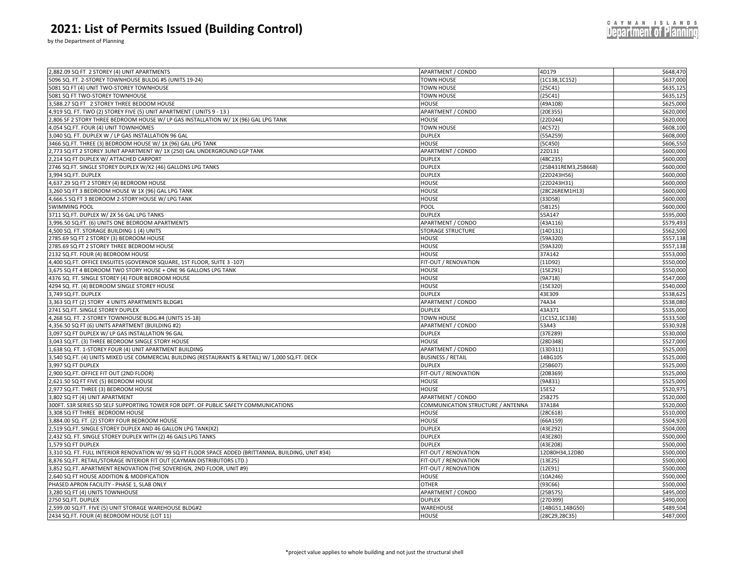# 2021: List of Permits Issued (Building Control)

by the Department of Planning

| | | | |
|---|---|---|---|
| 2,882.09 SQ FT 2 STOREY (4) UNIT APARTMENTS | APARTMENT / CONDO | 4D179 | $648,470 |
| 5096 SQ. FT. 2-STOREY TOWNHOUSE BULDG #5 (UNITS 19-24) | TOWN HOUSE | {1C138,1C152} | $637,000 |
| 5081 SQ FT (4) UNIT TWO-STOREY TOWNHOUSE | TOWN HOUSE | {25C41} | $635,125 |
| 5081 SQ FT TWO-STOREY TOWNHOUSE | TOWN HOUSE | {25C41} | $635,125 |
| 3,588.27 SQ FT 2 STOREY THREE BEDOOM HOUSE | HOUSE | {49A108} | $625,000 |
| 4,919 SQ. FT. TWO (2) STOREY FIVE (5) UNIT APARTMENT ( UNITS 9 - 13 ) | APARTMENT / CONDO | {20E355} | $620,000 |
| 2,806 SF 2 STORY THREE BEDROOM HOUSE W/ LP GAS INSTALLATION W/ 1X (96) GAL LPG TANK | HOUSE | {22D244} | $620,000 |
| 4,054 SQ.FT. FOUR (4) UNIT TOWNHOMES | TOWN HOUSE | {4C572} | $608,100 |
| 3,040 SQ. FT. DUPLEX W / LP GAS INSTALLATION 96 GAL | DUPLEX | {55A259} | $608,000 |
| 3466 SQ.FT. THREE (3) BEDROOM HOUSE W/ 1X (96) GAL LPG TANK | HOUSE | {5C450} | $606,550 |
| 2,773 SQ FT 2 STOREY 3UNIT APARTMENT W/ 1X (250) GAL UNDERGROUND LGP TANK | APARTMENT / CONDO | 22D131 | $600,000 |
| 2,214 SQ FT DUPLEX W/ ATTACHED CARPORT | DUPLEX | {48C235} | $600,000 |
| 2746 SQ.FT. SINGLE STOREY DUPLEX W/X2 (46) GALLONS LPG TANKS | DUPLEX | {25B431REM3,25B668} | $600,000 |
| 3,994 SQ.FT. DUPLEX | DUPLEX | {22D243H56} | $600,000 |
| 4,637.29 SQ FT 2 STOREY (4) BEDROOM HOUSE | HOUSE | {22D243H31} | $600,000 |
| 3,260 SQ FT 3 BEDROOM HOUSE W 1X (96) GAL LPG TANK | HOUSE | {28C26REM1H13} | $600,000 |
| 4,666.5 SQ FT 3 BEDROOM 2-STORY HOUSE W/ LPG TANK | HOUSE | {33D58} | $600,000 |
| SWIMMING POOL | POOL | {5B125} | $600,000 |
| 3711 SQ.FT. DUPLEX W/ 2X 56 GAL LPG TANKS | DUPLEX | 55A147 | $595,000 |
| 3,996.50 SQ.FT. (6) UNITS ONE BEDROOM APARTMENTS | APARTMENT / CONDO | {43A116} | $579,493 |
| 4,500 SQ. FT. STORAGE BUILDING 1 (4) UNITS | STORAGE STRUCTURE | {14D131} | $562,500 |
| 2785.69 SQ FT 2 STOREY (3) BEDROOM HOUSE | HOUSE | {59A320} | $557,138 |
| 2785.69 SQ FT 2 STOREY THREE BEDROOM HOUSE | HOUSE | {59A320} | $557,138 |
| 2132 SQ.FT. FOUR (4) BEDROOM HOUSE | HOUSE | 37A142 | $553,000 |
| 4,400 SQ.FT. OFFICE ENSUITES (GOVERNOR SQUARE, 1ST FLOOR, SUITE 3 -107) | FIT-OUT / RENOVATION | {11D92} | $550,000 |
| 3,675 SQ FT 4 BEDROOM TWO STORY HOUSE + ONE 96 GALLONS LPG TANK | HOUSE | {15E291} | $550,000 |
| 4376 SQ. FT. SINGLE STOREY (4) FOUR BEDROOM HOUSE | HOUSE | {9A718} | $547,000 |
| 4294 SQ. FT. (4) BEDROOM SINGLE STOREY HOUSE | HOUSE | {15E320} | $540,000 |
| 3,749 SQ.FT. DUPLEX | DUPLEX | 43E309 | $538,625 |
| 3,363 SQ FT (2) STORY 4 UNITS APARTMENTS BLDG#1 | APARTMENT / CONDO | 74A34 | $538,080 |
| 2741 SQ.FT. SINGLE STOREY DUPLEX | DUPLEX | 43A371 | $535,000 |
| 4,268 SQ. FT. 2-STOREY TOWNHOUSE BLDG.#4 (UNITS 15-18) | TOWN HOUSE | {1C152,1C138} | $533,500 |
| 4,356.50 SQ FT (6) UNITS APARTMENT (BUILDING #2) | APARTMENT / CONDO | 53A43 | $530,928 |
| 3,097 SQ FT DUPLEX W/ LP GAS INSTALLATION 96 GAL | DUPLEX | {37E289} | $530,000 |
| 3,043 SQ.FT. (3) THREE BEDROOM SINGLE STORY HOUSE | HOUSE | {28D348} | $527,000 |
| 1,638 SQ. FT. 1-STOREY FOUR (4) UNIT APARTMENT BUILDING | APARTMENT / CONDO | {13D311} | $525,000 |
| 3,540 SQ.FT. (4) UNITS MIXED USE COMMERCIAL BUILDING (RESTAURANTS & RETAIL) W/ 1,000 SQ.FT. DECK | BUSINESS / RETAIL | 14BG105 | $525,000 |
| 3,997 SQ FT DUPLEX | DUPLEX | {25B607} | $525,000 |
| 2,900 SQ.FT. OFFICE FIT OUT (2ND FLOOR) | FIT-OUT / RENOVATION | {20B369} | $525,000 |
| 2,621.50 SQ FT FIVE (5) BEDROOM HOUSE | HOUSE | {9A831} | $525,000 |
| 2,977 SQ.FT. THREE (3) BEDROOM HOUSE | HOUSE | 15E52 | $520,975 |
| 3,802 SQ FT (4) UNIT APARTMENT | APARTMENT / CONDO | 25B275 | $520,000 |
| 300FT. S3R SERIES SD SELF SUPPORTING TOWER FOR DEPT. OF PUBLIC SAFETY COMMUNICATIONS | COMMUNICATION STRUCTURE / ANTENNA | 37A184 | $520,000 |
| 3,308 SQ FT THREE BEDROOM HOUSE | HOUSE | {28C618} | $510,000 |
| 3,884.00 SQ. FT. (2) STORY FOUR BEDROOM HOUSE | HOUSE | {66A159} | $504,920 |
| 2,519 SQ.FT. SINGLE STOREY DUPLEX AND 46 GALLON LPG TANK(X2) | DUPLEX | {43E292} | $504,000 |
| 2,432 SQ. FT. SINGLE STOREY DUPLEX WITH (2) 46 GALS LPG TANKS | DUPLEX | {43E280} | $500,000 |
| 1,579 SQ FT DUPLEX | DUPLEX | {43E208} | $500,000 |
| 3,310 SQ. FT. FULL INTERIOR RENOVATION W/ 99 SQ FT FLOOR SPACE ADDED (BRITTANNIA, BUILDING, UNIT #34) | FIT-OUT / RENOVATION | 12D80H34,12D80 | $500,000 |
| 8,876 SQ.FT. RETAIL/STORAGE INTERIOR FIT OUT (CAYMAN DISTRIBUTORS LTD.) | FIT-OUT / RENOVATION | {13E25} | $500,000 |
| 3,852 SQ.FT. APARTMENT RENOVATION (THE SOVEREIGN, 2ND FLOOR, UNIT #9) | FIT-OUT / RENOVATION | {12E91} | $500,000 |
| 2,640 SQ FT HOUSE ADDITION & MODIFICATION | HOUSE | {10A246} | $500,000 |
| PHASED APRON FACILITY - PHASE 1, SLAB ONLY | OTHER | {93C66} | $500,000 |
| 3,280 SQ FT (4) UNITS TOWNHOUSE | APARTMENT / CONDO | {25B575} | $495,000 |
| 2750 SQ.FT. DUPLEX | DUPLEX | {27D399} | $490,000 |
| 2,599.00 SQ.FT. FIVE (5) UNIT STORAGE WAREHOUSE BLDG#2 | WAREHOUSE | {14BG51,14BG50} | $489,504 |
| 2434 SQ.FT. FOUR (4) BEDROOM HOUSE (LOT 11) | HOUSE | {28C29,28C35} | $487,000 |

*project value applies to whole building and not just the structural shell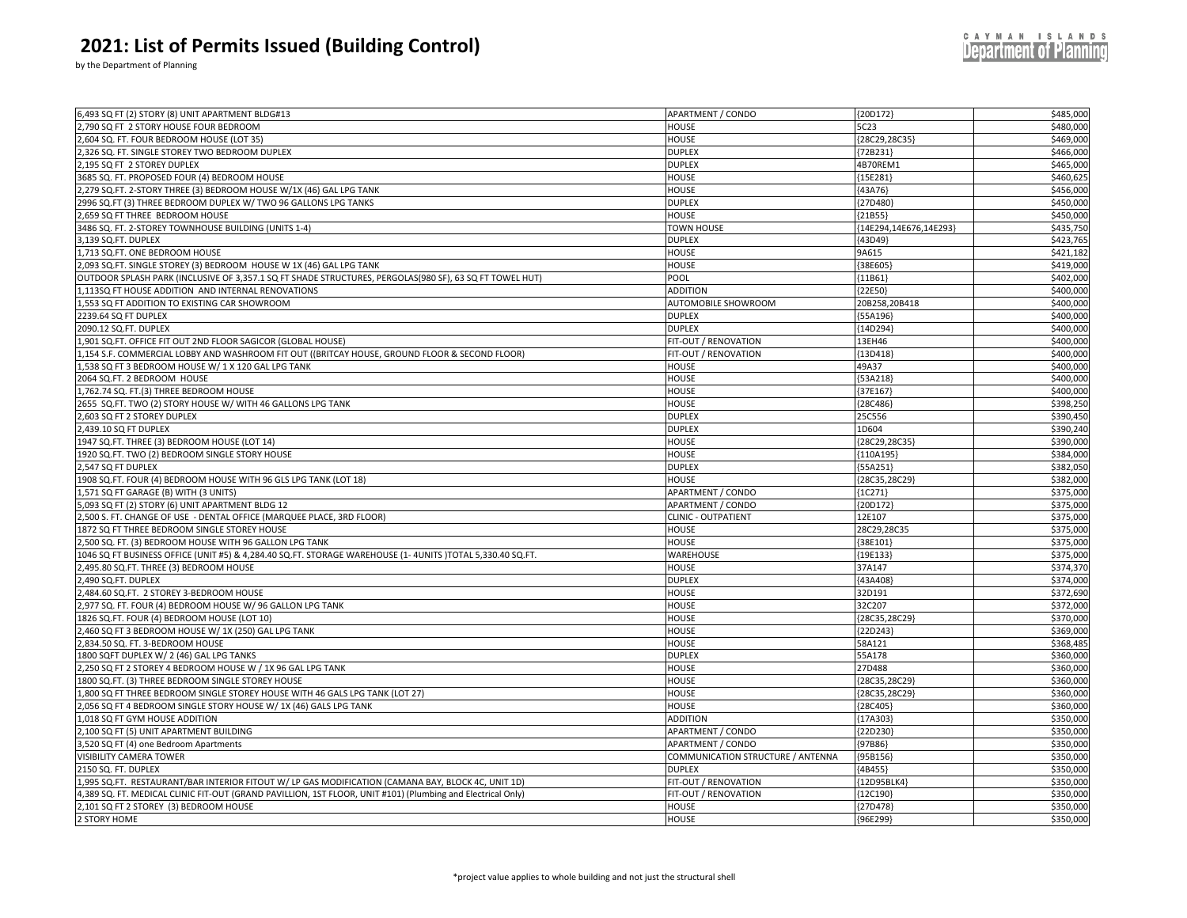# 2021: List of Permits Issued (Building Control)

by the Department of Planning

| | | | |
|---|---|---|---|
| 6,493 SQ FT (2) STORY (8) UNIT APARTMENT BLDG#13 | APARTMENT / CONDO | {20D172} | $485,000 |
| 2,790 SQ FT 2 STORY HOUSE FOUR BEDROOM | HOUSE | 5C23 | $480,000 |
| 2,604 SQ. FT. FOUR BEDROOM HOUSE (LOT 35) | HOUSE | {28C29,28C35} | $469,000 |
| 2,326 SQ. FT. SINGLE STOREY TWO BEDROOM DUPLEX | DUPLEX | {72B231} | $466,000 |
| 2,195 SQ FT 2 STOREY DUPLEX | DUPLEX | 4B70REM1 | $465,000 |
| 3685 SQ. FT. PROPOSED FOUR (4) BEDROOM HOUSE | HOUSE | {15E281} | $460,625 |
| 2,279 SQ.FT. 2-STORY THREE (3) BEDROOM HOUSE W/1X (46) GAL LPG TANK | HOUSE | {43A76} | $456,000 |
| 2996 SQ.FT (3) THREE BEDROOM DUPLEX W/ TWO 96 GALLONS LPG TANKS | DUPLEX | {27D480} | $450,000 |
| 2,659 SQ FT THREE BEDROOM HOUSE | HOUSE | {21B55} | $450,000 |
| 3486 SQ. FT. 2-STOREY TOWNHOUSE BUILDING (UNITS 1-4) | TOWN HOUSE | {14E294,14E676,14E293} | $435,750 |
| 3,139 SQ.FT. DUPLEX | DUPLEX | {43D49} | $423,765 |
| 1,713 SQ.FT. ONE BEDROOM HOUSE | HOUSE | 9A615 | $421,182 |
| 2,093 SQ.FT. SINGLE STOREY (3) BEDROOM HOUSE W 1X (46) GAL LPG TANK | HOUSE | {38E605} | $419,000 |
| OUTDOOR SPLASH PARK (INCLUSIVE OF 3,357.1 SQ FT SHADE STRUCTURES, PERGOLAS(980 SF), 63 SQ FT TOWEL HUT) | POOL | {11B61} | $402,000 |
| 1,113SQ FT HOUSE ADDITION AND INTERNAL RENOVATIONS | ADDITION | {22E50} | $400,000 |
| 1,553 SQ FT ADDITION TO EXISTING CAR SHOWROOM | AUTOMOBILE SHOWROOM | 20B258,20B418 | $400,000 |
| 2239.64 SQ FT DUPLEX | DUPLEX | {55A196} | $400,000 |
| 2090.12 SQ.FT. DUPLEX | DUPLEX | {14D294} | $400,000 |
| 1,901 SQ.FT. OFFICE FIT OUT 2ND FLOOR SAGICOR (GLOBAL HOUSE) | FIT-OUT / RENOVATION | 13EH46 | $400,000 |
| 1,154 S.F. COMMERCIAL LOBBY AND WASHROOM FIT OUT ((BRITCAY HOUSE, GROUND FLOOR & SECOND FLOOR) | FIT-OUT / RENOVATION | {13D418} | $400,000 |
| 1,538 SQ FT 3 BEDROOM HOUSE W/ 1 X 120 GAL LPG TANK | HOUSE | 49A37 | $400,000 |
| 2064 SQ.FT. 2 BEDROOM HOUSE | HOUSE | {53A218} | $400,000 |
| 1,762.74 SQ. FT.(3) THREE BEDROOM HOUSE | HOUSE | {37E167} | $400,000 |
| 2655 SQ.FT. TWO (2) STORY HOUSE W/ WITH 46 GALLONS LPG TANK | HOUSE | {28C486} | $398,250 |
| 2,603 SQ FT 2 STOREY DUPLEX | DUPLEX | 25C556 | $390,450 |
| 2,439.10 SQ FT DUPLEX | DUPLEX | 1D604 | $390,240 |
| 1947 SQ.FT. THREE (3) BEDROOM HOUSE (LOT 14) | HOUSE | {28C29,28C35} | $390,000 |
| 1920 SQ.FT. TWO (2) BEDROOM SINGLE STORY HOUSE | HOUSE | {110A195} | $384,000 |
| 2,547 SQ FT DUPLEX | DUPLEX | {55A251} | $382,050 |
| 1908 SQ.FT. FOUR (4) BEDROOM HOUSE WITH 96 GLS LPG TANK (LOT 18) | HOUSE | {28C35,28C29} | $382,000 |
| 1,571 SQ FT GARAGE (B) WITH (3 UNITS) | APARTMENT / CONDO | {1C271} | $375,000 |
| 5,093 SQ FT (2) STORY (6) UNIT APARTMENT BLDG 12 | APARTMENT / CONDO | {20D172} | $375,000 |
| 2,500 S. FT. CHANGE OF USE - DENTAL OFFICE (MARQUEE PLACE, 3RD FLOOR) | CLINIC - OUTPATIENT | 12E107 | $375,000 |
| 1872 SQ FT THREE BEDROOM SINGLE STOREY HOUSE | HOUSE | 28C29,28C35 | $375,000 |
| 2,500 SQ. FT. (3) BEDROOM HOUSE WITH 96 GALLON LPG TANK | HOUSE | {38E101} | $375,000 |
| 1046 SQ FT BUSINESS OFFICE (UNIT #5) & 4,284.40 SQ.FT. STORAGE WAREHOUSE (1- 4UNITS )TOTAL 5,330.40 SQ.FT. | WAREHOUSE | {19E133} | $375,000 |
| 2,495.80 SQ.FT. THREE (3) BEDROOM HOUSE | HOUSE | 37A147 | $374,370 |
| 2,490 SQ.FT. DUPLEX | DUPLEX | {43A408} | $374,000 |
| 2,484.60 SQ.FT. 2 STOREY 3-BEDROOM HOUSE | HOUSE | 32D191 | $372,690 |
| 2,977 SQ. FT. FOUR (4) BEDROOM HOUSE W/ 96 GALLON LPG TANK | HOUSE | 32C207 | $372,000 |
| 1826 SQ.FT. FOUR (4) BEDROOM HOUSE (LOT 10) | HOUSE | {28C35,28C29} | $370,000 |
| 2,460 SQ FT 3 BEDROOM HOUSE W/ 1X (250) GAL LPG TANK | HOUSE | {22D243} | $369,000 |
| 2,834.50 SQ. FT. 3-BEDROOM HOUSE | HOUSE | 58A121 | $368,485 |
| 1800 SQFT DUPLEX W/ 2 (46) GAL LPG TANKS | DUPLEX | 55A178 | $360,000 |
| 2,250 SQ FT 2 STOREY 4 BEDROOM HOUSE W / 1X 96 GAL LPG TANK | HOUSE | 27D488 | $360,000 |
| 1800 SQ.FT. (3) THREE BEDROOM SINGLE STOREY HOUSE | HOUSE | {28C35,28C29} | $360,000 |
| 1,800 SQ FT THREE BEDROOM SINGLE STOREY HOUSE WITH 46 GALS LPG TANK (LOT 27) | HOUSE | {28C35,28C29} | $360,000 |
| 2,056 SQ FT 4 BEDROOM SINGLE STORY HOUSE W/ 1X (46) GALS LPG TANK | HOUSE | {28C405} | $360,000 |
| 1,018 SQ FT GYM HOUSE ADDITION | ADDITION | {17A303} | $350,000 |
| 2,100 SQ FT (5) UNIT APARTMENT BUILDING | APARTMENT / CONDO | {22D230} | $350,000 |
| 3,520 SQ FT (4) one Bedroom Apartments | APARTMENT / CONDO | {97B86} | $350,000 |
| VISIBILITY CAMERA TOWER | COMMUNICATION STRUCTURE / ANTENNA | {95B156} | $350,000 |
| 2150 SQ. FT. DUPLEX | DUPLEX | {4B455} | $350,000 |
| 1,995 SQ.FT. RESTAURANT/BAR INTERIOR FITOUT W/ LP GAS MODIFICATION (CAMANA BAY, BLOCK 4C, UNIT 1D) | FIT-OUT / RENOVATION | {12D95BLK4} | $350,000 |
| 4,389 SQ. FT. MEDICAL CLINIC FIT-OUT (GRAND PAVILLION, 1ST FLOOR, UNIT #101) (Plumbing and Electrical Only) | FIT-OUT / RENOVATION | {12C190} | $350,000 |
| 2,101 SQ FT 2 STOREY (3) BEDROOM HOUSE | HOUSE | {27D478} | $350,000 |
| 2 STORY HOME | HOUSE | {96E299} | $350,000 |

*project value applies to whole building and not just the structural shell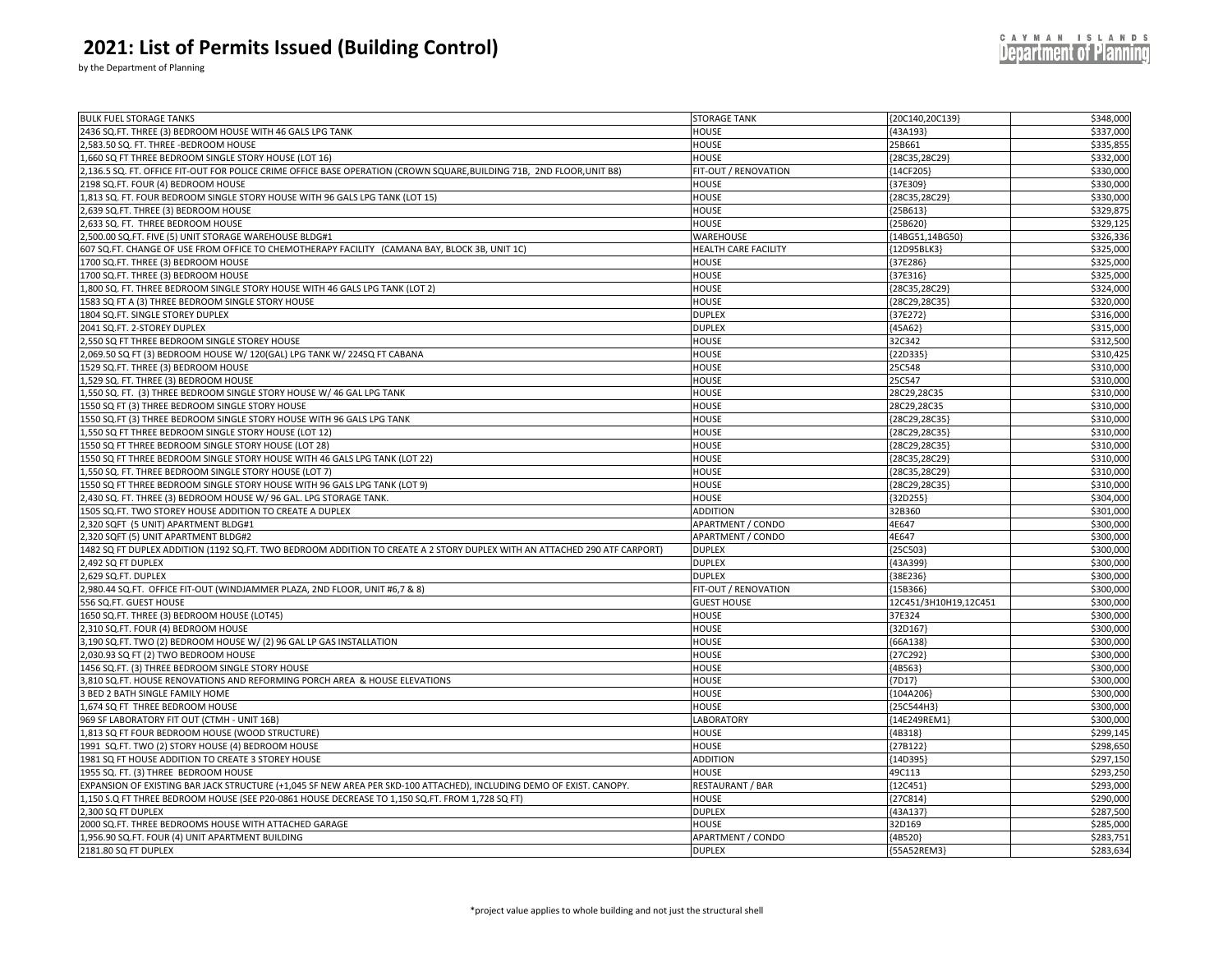# 2021: List of Permits Issued (Building Control)

by the Department of Planning

| | | | |
|---|---|---|---|
| BULK FUEL STORAGE TANKS | STORAGE TANK | {20C140,20C139} | $348,000 |
| 2436 SQ.FT. THREE (3) BEDROOM HOUSE WITH 46 GALS LPG TANK | HOUSE | {43A193} | $337,000 |
| 2,583.50 SQ. FT. THREE -BEDROOM HOUSE | HOUSE | 25B661 | $335,855 |
| 1,660 SQ FT THREE BEDROOM SINGLE STORY HOUSE (LOT 16) | HOUSE | {28C35,28C29} | $332,000 |
| 2,136.5 SQ. FT. OFFICE FIT-OUT FOR POLICE CRIME OFFICE BASE OPERATION (CROWN SQUARE,BUILDING 71B, 2ND FLOOR,UNIT B8) | FIT-OUT / RENOVATION | {14CF205} | $330,000 |
| 2198 SQ.FT. FOUR (4) BEDROOM HOUSE | HOUSE | {37E309} | $330,000 |
| 1,813 SQ. FT. FOUR BEDROOM SINGLE STORY HOUSE WITH 96 GALS LPG TANK (LOT 15) | HOUSE | {28C35,28C29} | $330,000 |
| 2,639 SQ.FT. THREE (3) BEDROOM HOUSE | HOUSE | {25B613} | $329,875 |
| 2,633 SQ. FT. THREE BEDROOM HOUSE | HOUSE | {25B620} | $329,125 |
| 2,500.00 SQ.FT. FIVE (5) UNIT STORAGE WAREHOUSE BLDG#1 | WAREHOUSE | {14BG51,14BG50} | $326,336 |
| 607 SQ.FT. CHANGE OF USE FROM OFFICE TO CHEMOTHERAPY FACILITY (CAMANA BAY, BLOCK 3B, UNIT 1C) | HEALTH CARE FACILITY | {12D95BLK3} | $325,000 |
| 1700 SQ.FT. THREE (3) BEDROOM HOUSE | HOUSE | {37E286} | $325,000 |
| 1700 SQ.FT. THREE (3) BEDROOM HOUSE | HOUSE | {37E316} | $325,000 |
| 1,800 SQ. FT. THREE BEDROOM SINGLE STORY HOUSE WITH 46 GALS LPG TANK (LOT 2) | HOUSE | {28C35,28C29} | $324,000 |
| 1583 SQ FT A (3) THREE BEDROOM SINGLE STORY HOUSE | HOUSE | {28C29,28C35} | $320,000 |
| 1804 SQ.FT. SINGLE STOREY DUPLEX | DUPLEX | {37E272} | $316,000 |
| 2041 SQ.FT. 2-STOREY DUPLEX | DUPLEX | {45A62} | $315,000 |
| 2,550 SQ FT THREE BEDROOM SINGLE STOREY HOUSE | HOUSE | 32C342 | $312,500 |
| 2,069.50 SQ FT (3) BEDROOM HOUSE W/ 120(GAL) LPG TANK W/ 224SQ FT CABANA | HOUSE | {22D335} | $310,425 |
| 1529 SQ.FT. THREE (3) BEDROOM HOUSE | HOUSE | 25C548 | $310,000 |
| 1,529 SQ. FT. THREE (3) BEDROOM HOUSE | HOUSE | 25C547 | $310,000 |
| 1,550 SQ. FT. (3) THREE BEDROOM SINGLE STORY HOUSE W/ 46 GAL LPG TANK | HOUSE | 28C29,28C35 | $310,000 |
| 1550 SQ FT (3) THREE BEDROOM SINGLE STORY HOUSE | HOUSE | 28C29,28C35 | $310,000 |
| 1550 SQ.FT (3) THREE BEDROOM SINGLE STORY HOUSE WITH 96 GALS LPG TANK | HOUSE | {28C29,28C35} | $310,000 |
| 1,550 SQ FT THREE BEDROOM SINGLE STORY HOUSE (LOT 12) | HOUSE | {28C29,28C35} | $310,000 |
| 1550 SQ FT THREE BEDROOM SINGLE STORY HOUSE (LOT 28) | HOUSE | {28C29,28C35} | $310,000 |
| 1550 SQ FT THREE BEDROOM SINGLE STORY HOUSE WITH 46 GALS LPG TANK (LOT 22) | HOUSE | {28C35,28C29} | $310,000 |
| 1,550 SQ. FT. THREE BEDROOM SINGLE STORY HOUSE (LOT 7) | HOUSE | {28C35,28C29} | $310,000 |
| 1550 SQ FT THREE BEDROOM SINGLE STORY HOUSE WITH 96 GALS LPG TANK (LOT 9) | HOUSE | {28C29,28C35} | $310,000 |
| 2,430 SQ. FT. THREE (3) BEDROOM HOUSE W/ 96 GAL. LPG STORAGE TANK. | HOUSE | {32D255} | $304,000 |
| 1505 SQ.FT. TWO STOREY HOUSE ADDITION TO CREATE A DUPLEX | ADDITION | 32B360 | $301,000 |
| 2,320 SQFT (5 UNIT) APARTMENT BLDG#1 | APARTMENT / CONDO | 4E647 | $300,000 |
| 2,320 SQFT (5) UNIT APARTMENT BLDG#2 | APARTMENT / CONDO | 4E647 | $300,000 |
| 1482 SQ FT DUPLEX ADDITION (1192 SQ.FT. TWO BEDROOM ADDITION TO CREATE A 2 STORY DUPLEX WITH AN ATTACHED 290 ATF CARPORT) | DUPLEX | {25C503} | $300,000 |
| 2,492 SQ FT DUPLEX | DUPLEX | {43A399} | $300,000 |
| 2,629 SQ.FT. DUPLEX | DUPLEX | {38E236} | $300,000 |
| 2,980.44 SQ.FT. OFFICE FIT-OUT (WINDJAMMER PLAZA, 2ND FLOOR, UNIT #6,7 & 8) | FIT-OUT / RENOVATION | {15B366} | $300,000 |
| 556 SQ.FT. GUEST HOUSE | GUEST HOUSE | 12C451/3H10H19,12C451 | $300,000 |
| 1650 SQ.FT. THREE (3) BEDROOM HOUSE (LOT45) | HOUSE | 37E324 | $300,000 |
| 2,310 SQ.FT. FOUR (4) BEDROOM HOUSE | HOUSE | {32D167} | $300,000 |
| 3,190 SQ.FT. TWO (2) BEDROOM HOUSE W/ (2) 96 GAL LP GAS INSTALLATION | HOUSE | {66A138} | $300,000 |
| 2,030.93 SQ FT (2) TWO BEDROOM HOUSE | HOUSE | {27C292} | $300,000 |
| 1456 SQ.FT. (3) THREE BEDROOM SINGLE STORY HOUSE | HOUSE | {4B563} | $300,000 |
| 3,810 SQ.FT. HOUSE RENOVATIONS AND REFORMING PORCH AREA & HOUSE ELEVATIONS | HOUSE | {7D17} | $300,000 |
| 3 BED 2 BATH SINGLE FAMILY HOME | HOUSE | {104A206} | $300,000 |
| 1,674 SQ FT THREE BEDROOM HOUSE | HOUSE | {25C544H3} | $300,000 |
| 969 SF LABORATORY FIT OUT (CTMH - UNIT 16B) | LABORATORY | {14E249REM1} | $300,000 |
| 1,813 SQ FT FOUR BEDROOM HOUSE (WOOD STRUCTURE) | HOUSE | {4B318} | $299,145 |
| 1991 SQ.FT. TWO (2) STORY HOUSE (4) BEDROOM HOUSE | HOUSE | {27B122} | $298,650 |
| 1981 SQ FT HOUSE ADDITION TO CREATE 3 STOREY HOUSE | ADDITION | {14D395} | $297,150 |
| 1955 SQ. FT. (3) THREE BEDROOM HOUSE | HOUSE | 49C113 | $293,250 |
| EXPANSION OF EXISTING BAR JACK STRUCTURE (+1,045 SF NEW AREA PER SKD-100 ATTACHED), INCLUDING DEMO OF EXIST. CANOPY. | RESTAURANT / BAR | {12C451} | $293,000 |
| 1,150 S.Q FT THREE BEDROOM HOUSE (SEE P20-0861 HOUSE DECREASE TO 1,150 SQ.FT. FROM 1,728 SQ FT) | HOUSE | {27C814} | $290,000 |
| 2,300 SQ FT DUPLEX | DUPLEX | {43A137} | $287,500 |
| 2000 SQ.FT. THREE BEDROOMS HOUSE WITH ATTACHED GARAGE | HOUSE | 32D169 | $285,000 |
| 1,956.90 SQ.FT. FOUR (4) UNIT APARTMENT BUILDING | APARTMENT / CONDO | {4B520} | $283,751 |
| 2181.80 SQ FT DUPLEX | DUPLEX | {55A52REM3} | $283,634 |

*project value applies to whole building and not just the structural shell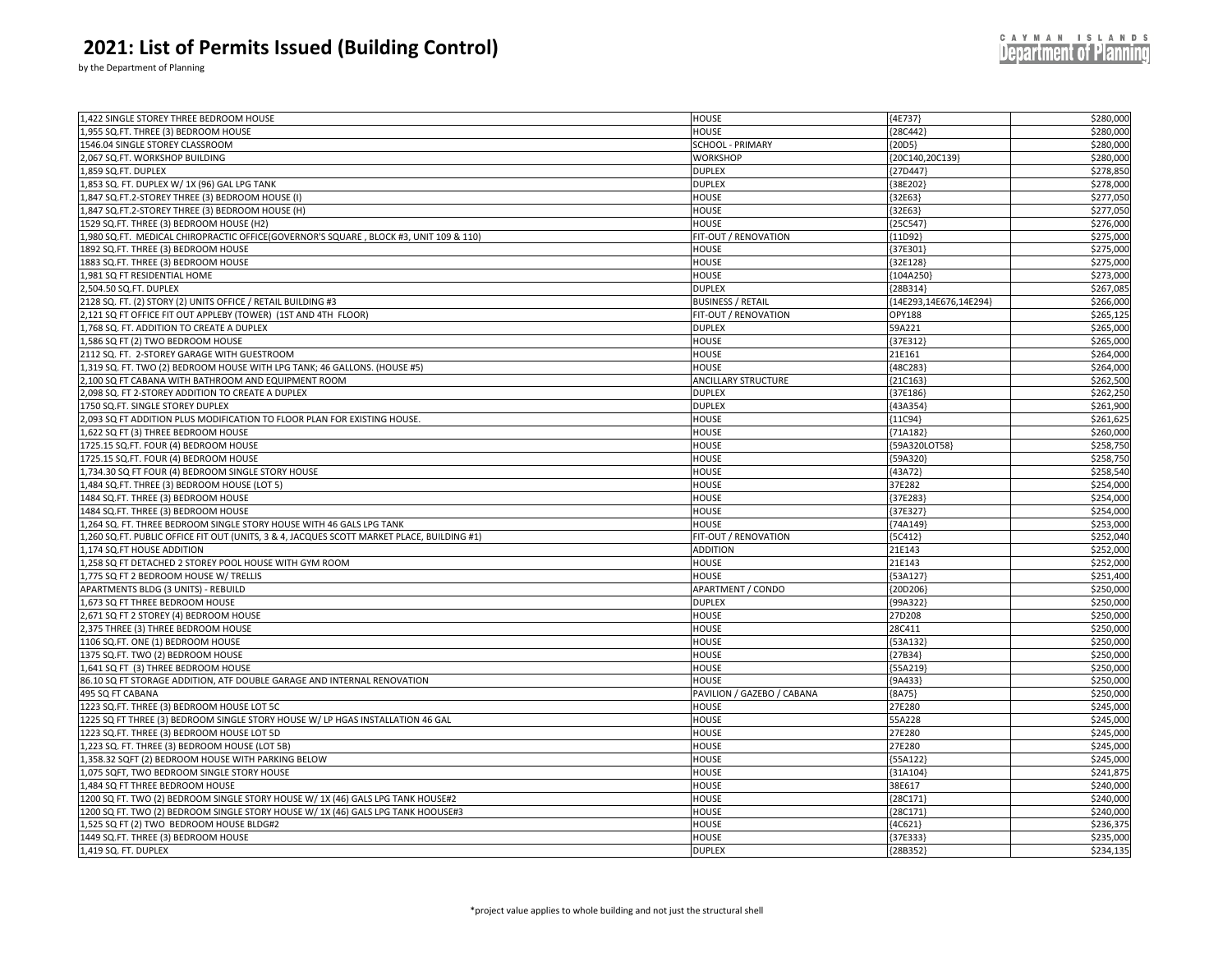# 2021: List of Permits Issued (Building Control)

by the Department of Planning

| | | | |
|---|---|---|---|
| 1,422 SINGLE STOREY THREE BEDROOM HOUSE | HOUSE | {4E737} | $280,000 |
| 1,955 SQ.FT. THREE (3) BEDROOM HOUSE | HOUSE | {28C442} | $280,000 |
| 1546.04 SINGLE STOREY CLASSROOM | SCHOOL - PRIMARY | {20D5} | $280,000 |
| 2,067 SQ.FT. WORKSHOP BUILDING | WORKSHOP | {20C140,20C139} | $280,000 |
| 1,859 SQ.FT. DUPLEX | DUPLEX | {27D447} | $278,850 |
| 1,853 SQ. FT. DUPLEX W/ 1X (96) GAL LPG TANK | DUPLEX | {38E202} | $278,000 |
| 1,847 SQ.FT.2-STOREY THREE (3) BEDROOM HOUSE (I) | HOUSE | {32E63} | $277,050 |
| 1,847 SQ.FT.2-STOREY THREE (3) BEDROOM HOUSE (H) | HOUSE | {32E63} | $277,050 |
| 1529 SQ.FT. THREE (3) BEDROOM HOUSE (H2) | HOUSE | {25C547} | $276,000 |
| 1,980 SQ.FT. MEDICAL CHIROPRACTIC OFFICE(GOVERNOR'S SQUARE , BLOCK #3, UNIT 109 & 110) | FIT-OUT / RENOVATION | {11D92} | $275,000 |
| 1892 SQ.FT. THREE (3) BEDROOM HOUSE | HOUSE | {37E301} | $275,000 |
| 1883 SQ.FT. THREE (3) BEDROOM HOUSE | HOUSE | {32E128} | $275,000 |
| 1,981 SQ FT RESIDENTIAL HOME | HOUSE | {104A250} | $273,000 |
| 2,504.50 SQ.FT. DUPLEX | DUPLEX | {28B314} | $267,085 |
| 2128 SQ. FT. (2) STORY (2) UNITS OFFICE / RETAIL BUILDING #3 | BUSINESS / RETAIL | {14E293,14E676,14E294} | $266,000 |
| 2,121 SQ FT OFFICE FIT OUT APPLEBY (TOWER) (1ST AND 4TH FLOOR) | FIT-OUT / RENOVATION | OPY188 | $265,125 |
| 1,768 SQ. FT. ADDITION TO CREATE A DUPLEX | DUPLEX | 59A221 | $265,000 |
| 1,586 SQ FT (2) TWO BEDROOM HOUSE | HOUSE | {37E312} | $265,000 |
| 2112 SQ. FT. 2-STOREY GARAGE WITH GUESTROOM | HOUSE | 21E161 | $264,000 |
| 1,319 SQ. FT. TWO (2) BEDROOM HOUSE WITH LPG TANK; 46 GALLONS. (HOUSE #5) | HOUSE | {48C283} | $264,000 |
| 2,100 SQ FT CABANA WITH BATHROOM AND EQUIPMENT ROOM | ANCILLARY STRUCTURE | {21C163} | $262,500 |
| 2,098 SQ. FT 2-STOREY ADDITION TO CREATE A DUPLEX | DUPLEX | {37E186} | $262,250 |
| 1750 SQ.FT. SINGLE STOREY DUPLEX | DUPLEX | {43A354} | $261,900 |
| 2,093 SQ FT ADDITION PLUS MODIFICATION TO FLOOR PLAN FOR EXISTING HOUSE. | HOUSE | {11C94} | $261,625 |
| 1,622 SQ FT (3) THREE BEDROOM HOUSE | HOUSE | {71A182} | $260,000 |
| 1725.15 SQ.FT. FOUR (4) BEDROOM HOUSE | HOUSE | {59A320LOT58} | $258,750 |
| 1725.15 SQ.FT. FOUR (4) BEDROOM HOUSE | HOUSE | {59A320} | $258,750 |
| 1,734.30 SQ FT FOUR (4) BEDROOM SINGLE STORY HOUSE | HOUSE | {43A72} | $258,540 |
| 1,484 SQ.FT. THREE (3) BEDROOM HOUSE (LOT 5) | HOUSE | 37E282 | $254,000 |
| 1484 SQ.FT. THREE (3) BEDROOM HOUSE | HOUSE | {37E283} | $254,000 |
| 1484 SQ.FT. THREE (3) BEDROOM HOUSE | HOUSE | {37E327} | $254,000 |
| 1,264 SQ. FT. THREE BEDROOM SINGLE STORY HOUSE WITH 46 GALS LPG TANK | HOUSE | {74A149} | $253,000 |
| 1,260 SQ.FT. PUBLIC OFFICE FIT OUT (UNITS, 3 & 4, JACQUES SCOTT MARKET PLACE, BUILDING #1) | FIT-OUT / RENOVATION | {5C412} | $252,040 |
| 1,174 SQ.FT HOUSE ADDITION | ADDITION | 21E143 | $252,000 |
| 1,258 SQ FT DETACHED 2 STOREY POOL HOUSE WITH GYM ROOM | HOUSE | 21E143 | $252,000 |
| 1,775 SQ FT 2 BEDROOM HOUSE W/ TRELLIS | HOUSE | {53A127} | $251,400 |
| APARTMENTS BLDG (3 UNITS) - REBUILD | APARTMENT / CONDO | {20D206} | $250,000 |
| 1,673 SQ FT THREE BEDROOM HOUSE | DUPLEX | {99A322} | $250,000 |
| 2,671 SQ FT 2 STOREY (4) BEDROOM HOUSE | HOUSE | 27D208 | $250,000 |
| 2,375 THREE (3) THREE BEDROOM HOUSE | HOUSE | 28C411 | $250,000 |
| 1106 SQ.FT. ONE (1) BEDROOM HOUSE | HOUSE | {53A132} | $250,000 |
| 1375 SQ.FT. TWO (2) BEDROOM HOUSE | HOUSE | {27B34} | $250,000 |
| 1,641 SQ FT (3) THREE BEDROOM HOUSE | HOUSE | {55A219} | $250,000 |
| 86.10 SQ FT STORAGE ADDITION, ATF DOUBLE GARAGE AND INTERNAL RENOVATION | HOUSE | {9A433} | $250,000 |
| 495 SQ FT CABANA | PAVILION / GAZEBO / CABANA | {8A75} | $250,000 |
| 1223 SQ.FT. THREE (3) BEDROOM HOUSE LOT 5C | HOUSE | 27E280 | $245,000 |
| 1225 SQ FT THREE (3) BEDROOM SINGLE STORY HOUSE W/ LP HGAS INSTALLATION 46 GAL | HOUSE | 55A228 | $245,000 |
| 1223 SQ.FT. THREE (3) BEDROOM HOUSE LOT 5D | HOUSE | 27E280 | $245,000 |
| 1,223 SQ. FT. THREE (3) BEDROOM HOUSE (LOT 5B) | HOUSE | 27E280 | $245,000 |
| 1,358.32 SQFT (2) BEDROOM HOUSE WITH PARKING BELOW | HOUSE | {55A122} | $245,000 |
| 1,075 SQFT, TWO BEDROOM SINGLE STORY HOUSE | HOUSE | {31A104} | $241,875 |
| 1,484 SQ FT THREE BEDROOM HOUSE | HOUSE | 38E617 | $240,000 |
| 1200 SQ FT. TWO (2) BEDROOM SINGLE STORY HOUSE W/ 1X (46) GALS LPG TANK HOUSE#2 | HOUSE | {28C171} | $240,000 |
| 1200 SQ FT. TWO (2) BEDROOM SINGLE STORY HOUSE W/ 1X (46) GALS LPG TANK HOOUSE#3 | HOUSE | {28C171} | $240,000 |
| 1,525 SQ FT (2) TWO BEDROOM HOUSE BLDG#2 | HOUSE | {4C621} | $236,375 |
| 1449 SQ.FT. THREE (3) BEDROOM HOUSE | HOUSE | {37E333} | $235,000 |
| 1,419 SQ. FT. DUPLEX | DUPLEX | {28B352} | $234,135 |

*project value applies to whole building and not just the structural shell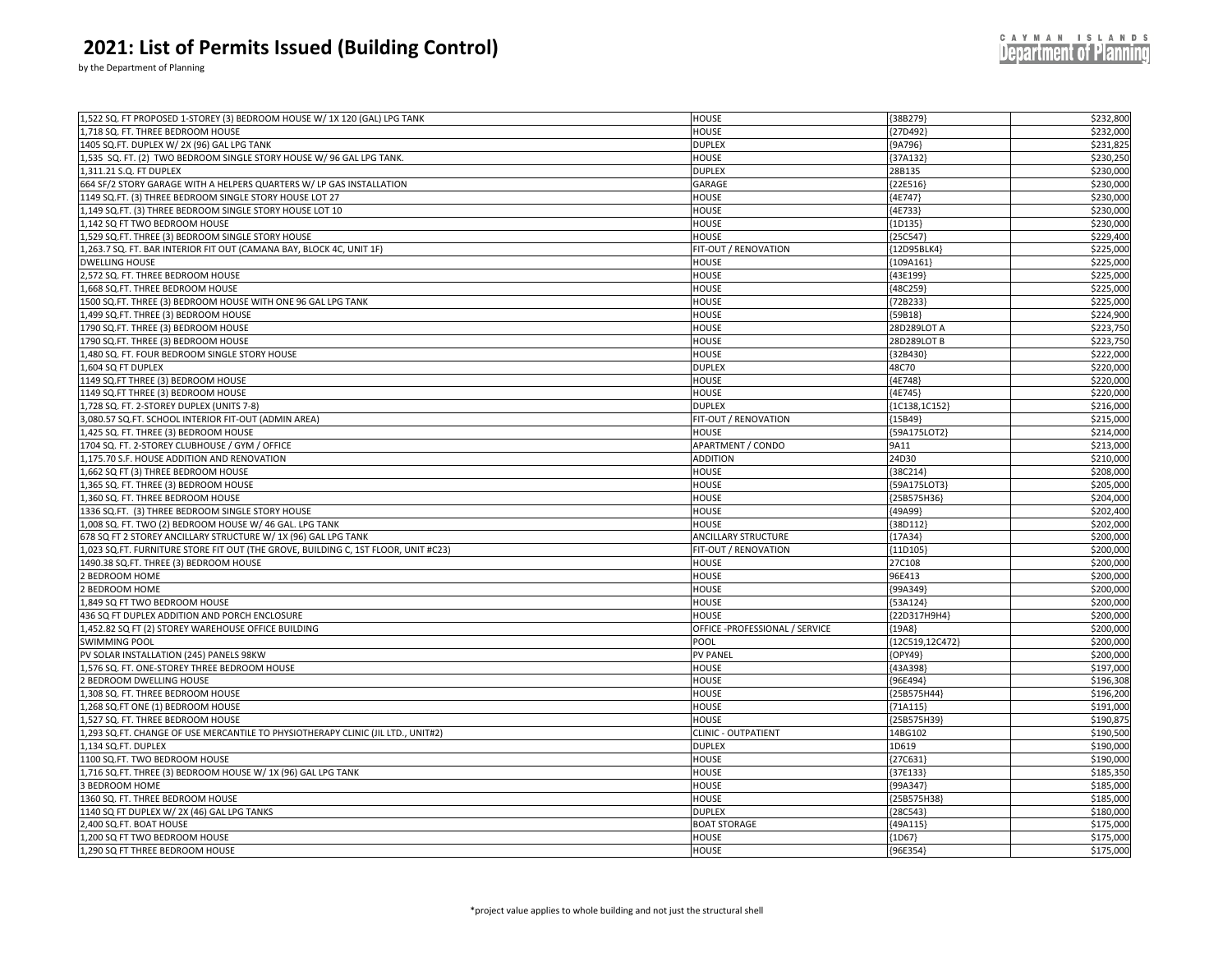# 2021: List of Permits Issued (Building Control)

by the Department of Planning

| | | | |
|---|---|---|---|
| 1,522 SQ. FT PROPOSED 1-STOREY (3) BEDROOM HOUSE W/ 1X 120 (GAL) LPG TANK | HOUSE | {38B279} | $232,800 |
| 1,718 SQ. FT. THREE BEDROOM HOUSE | HOUSE | {27D492} | $232,000 |
| 1405 SQ.FT. DUPLEX W/ 2X (96) GAL LPG TANK | DUPLEX | {9A796} | $231,825 |
| 1,535 SQ. FT. (2) TWO BEDROOM SINGLE STORY HOUSE W/ 96 GAL LPG TANK. | HOUSE | {37A132} | $230,250 |
| 1,311.21 S.Q. FT DUPLEX | DUPLEX | 28B135 | $230,000 |
| 664 SF/2 STORY GARAGE WITH A HELPERS QUARTERS W/ LP GAS INSTALLATION | GARAGE | {22E516} | $230,000 |
| 1149 SQ.FT. (3) THREE BEDROOM SINGLE STORY HOUSE LOT 27 | HOUSE | {4E747} | $230,000 |
| 1,149 SQ.FT. (3) THREE BEDROOM SINGLE STORY HOUSE LOT 10 | HOUSE | {4E733} | $230,000 |
| 1,142 SQ FT TWO BEDROOM HOUSE | HOUSE | {1D135} | $230,000 |
| 1,529 SQ.FT. THREE (3) BEDROOM SINGLE STORY HOUSE | HOUSE | {25C547} | $229,400 |
| 1,263.7 SQ. FT. BAR INTERIOR FIT OUT (CAMANA BAY, BLOCK 4C, UNIT 1F) | FIT-OUT / RENOVATION | {12D95BLK4} | $225,000 |
| DWELLING HOUSE | HOUSE | {109A161} | $225,000 |
| 2,572 SQ. FT. THREE BEDROOM HOUSE | HOUSE | {43E199} | $225,000 |
| 1,668 SQ.FT. THREE BEDROOM HOUSE | HOUSE | {48C259} | $225,000 |
| 1500 SQ.FT. THREE (3) BEDROOM HOUSE WITH ONE 96 GAL LPG TANK | HOUSE | {72B233} | $225,000 |
| 1,499 SQ.FT. THREE (3) BEDROOM HOUSE | HOUSE | {59B18} | $224,900 |
| 1790 SQ.FT. THREE (3) BEDROOM HOUSE | HOUSE | 28D289LOT A | $223,750 |
| 1790 SQ.FT. THREE (3) BEDROOM HOUSE | HOUSE | 28D289LOT B | $223,750 |
| 1,480 SQ. FT. FOUR BEDROOM SINGLE STORY HOUSE | HOUSE | {32B430} | $222,000 |
| 1,604 SQ FT DUPLEX | DUPLEX | 48C70 | $220,000 |
| 1149 SQ.FT THREE (3) BEDROOM HOUSE | HOUSE | {4E748} | $220,000 |
| 1149 SQ.FT THREE (3) BEDROOM HOUSE | HOUSE | {4E745} | $220,000 |
| 1,728 SQ. FT. 2-STOREY DUPLEX (UNITS 7-8) | DUPLEX | {1C138,1C152} | $216,000 |
| 3,080.57 SQ.FT. SCHOOL INTERIOR FIT-OUT (ADMIN AREA) | FIT-OUT / RENOVATION | {15B49} | $215,000 |
| 1,425 SQ. FT. THREE (3) BEDROOM HOUSE | HOUSE | {59A175LOT2} | $214,000 |
| 1704 SQ. FT. 2-STOREY CLUBHOUSE / GYM / OFFICE | APARTMENT / CONDO | 9A11 | $213,000 |
| 1,175.70 S.F. HOUSE ADDITION AND RENOVATION | ADDITION | 24D30 | $210,000 |
| 1,662 SQ FT (3) THREE BEDROOM HOUSE | HOUSE | {38C214} | $208,000 |
| 1,365 SQ. FT. THREE (3) BEDROOM HOUSE | HOUSE | {59A175LOT3} | $205,000 |
| 1,360 SQ. FT. THREE BEDROOM HOUSE | HOUSE | {25B575H36} | $204,000 |
| 1336 SQ.FT. (3) THREE BEDROOM SINGLE STORY HOUSE | HOUSE | {49A99} | $202,400 |
| 1,008 SQ. FT. TWO (2) BEDROOM HOUSE W/ 46 GAL. LPG TANK | HOUSE | {38D112} | $202,000 |
| 678 SQ FT 2 STOREY ANCILLARY STRUCTURE W/ 1X (96) GAL LPG TANK | ANCILLARY STRUCTURE | {17A34} | $200,000 |
| 1,023 SQ.FT. FURNITURE STORE FIT OUT (THE GROVE, BUILDING C, 1ST FLOOR, UNIT #C23) | FIT-OUT / RENOVATION | {11D105} | $200,000 |
| 1490.38 SQ.FT. THREE (3) BEDROOM HOUSE | HOUSE | 27C108 | $200,000 |
| 2 BEDROOM HOME | HOUSE | 96E413 | $200,000 |
| 2 BEDROOM HOME | HOUSE | {99A349} | $200,000 |
| 1,849 SQ FT TWO BEDROOM HOUSE | HOUSE | {53A124} | $200,000 |
| 436 SQ FT DUPLEX ADDITION AND PORCH ENCLOSURE | HOUSE | {22D317H9H4} | $200,000 |
| 1,452.82 SQ FT (2) STOREY WAREHOUSE OFFICE BUILDING | OFFICE -PROFESSIONAL / SERVICE | {19A8} | $200,000 |
| SWIMMING POOL | POOL | {12C519,12C472} | $200,000 |
| PV SOLAR INSTALLATION (245) PANELS 98KW | PV PANEL | {OPY49} | $200,000 |
| 1,576 SQ. FT. ONE-STOREY THREE BEDROOM HOUSE | HOUSE | {43A398} | $197,000 |
| 2 BEDROOM DWELLING HOUSE | HOUSE | {96E494} | $196,308 |
| 1,308 SQ. FT. THREE BEDROOM HOUSE | HOUSE | {25B575H44} | $196,200 |
| 1,268 SQ.FT ONE (1) BEDROOM HOUSE | HOUSE | {71A115} | $191,000 |
| 1,527 SQ. FT. THREE BEDROOM HOUSE | HOUSE | {25B575H39} | $190,875 |
| 1,293 SQ.FT. CHANGE OF USE MERCANTILE TO PHYSIOTHERAPY CLINIC (JIL LTD., UNIT#2) | CLINIC - OUTPATIENT | 14BG102 | $190,500 |
| 1,134 SQ.FT. DUPLEX | DUPLEX | 1D619 | $190,000 |
| 1100 SQ.FT. TWO BEDROOM HOUSE | HOUSE | {27C631} | $190,000 |
| 1,716 SQ.FT. THREE (3) BEDROOM HOUSE W/ 1X (96) GAL LPG TANK | HOUSE | {37E133} | $185,350 |
| 3 BEDROOM HOME | HOUSE | {99A347} | $185,000 |
| 1360 SQ. FT. THREE BEDROOM HOUSE | HOUSE | {25B575H38} | $185,000 |
| 1140 SQ FT DUPLEX W/ 2X (46) GAL LPG TANKS | DUPLEX | {28C543} | $180,000 |
| 2,400 SQ.FT. BOAT HOUSE | BOAT STORAGE | {49A115} | $175,000 |
| 1,200 SQ FT TWO BEDROOM HOUSE | HOUSE | {1D67} | $175,000 |
| 1,290 SQ FT THREE BEDROOM HOUSE | HOUSE | {96E354} | $175,000 |

*project value applies to whole building and not just the structural shell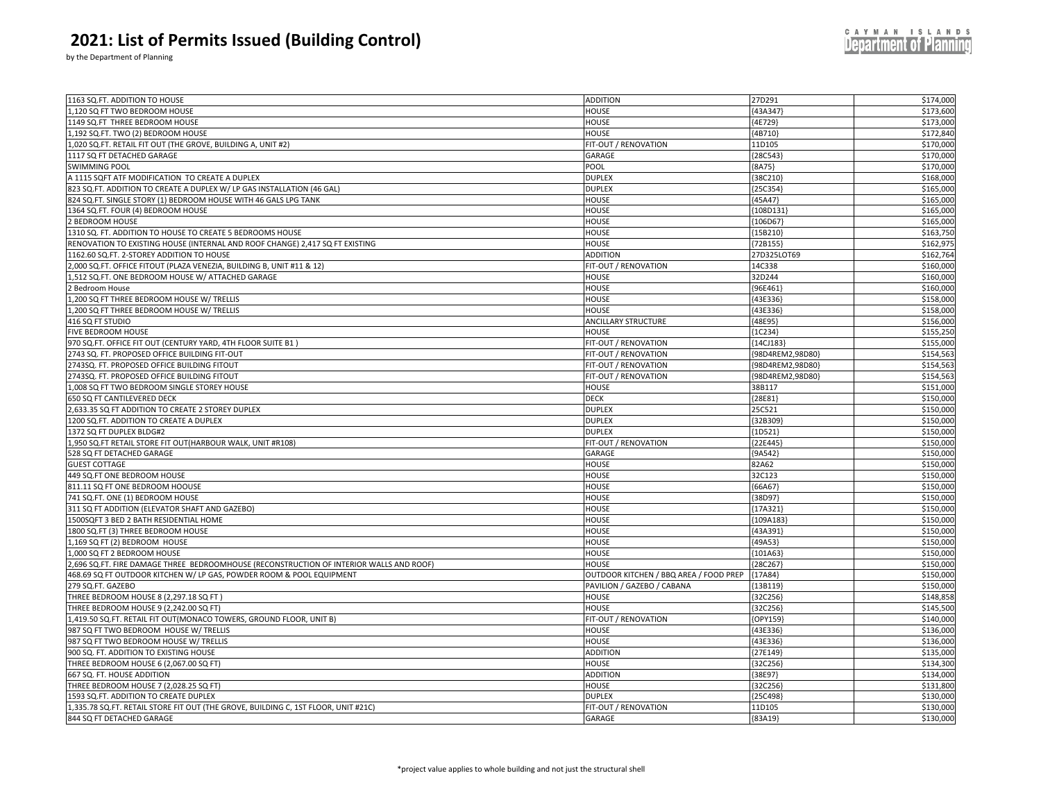# 2021: List of Permits Issued (Building Control)

by the Department of Planning

| | | | |
|---|---|---|---|
| 1163 SQ.FT. ADDITION TO HOUSE | ADDITION | 27D291 | $174,000 |
| 1,120 SQ FT TWO BEDROOM HOUSE | HOUSE | {43A347} | $173,600 |
| 1149 SQ.FT THREE BEDROOM HOUSE | HOUSE | {4E729} | $173,000 |
| 1,192 SQ.FT. TWO (2) BEDROOM HOUSE | HOUSE | {4B710} | $172,840 |
| 1,020 SQ.FT. RETAIL FIT OUT (THE GROVE, BUILDING A, UNIT #2) | FIT-OUT / RENOVATION | 11D105 | $170,000 |
| 1117 SQ FT DETACHED GARAGE | GARAGE | {28C543} | $170,000 |
| SWIMMING POOL | POOL | {8A75} | $170,000 |
| A 1115 SQFT ATF MODIFICATION TO CREATE A DUPLEX | DUPLEX | {38C210} | $168,000 |
| 823 SQ.FT. ADDITION TO CREATE A DUPLEX W/ LP GAS INSTALLATION (46 GAL) | DUPLEX | {25C354} | $165,000 |
| 824 SQ.FT. SINGLE STORY (1) BEDROOM HOUSE WITH 46 GALS LPG TANK | HOUSE | {45A47} | $165,000 |
| 1364 SQ.FT. FOUR (4) BEDROOM HOUSE | HOUSE | {108D131} | $165,000 |
| 2 BEDROOM HOUSE | HOUSE | {106D67} | $165,000 |
| 1310 SQ. FT. ADDITION TO HOUSE TO CREATE 5 BEDROOMS HOUSE | HOUSE | {15B210} | $163,750 |
| RENOVATION TO EXISTING HOUSE (INTERNAL AND ROOF CHANGE) 2,417 SQ FT EXISTING | HOUSE | {72B155} | $162,975 |
| 1162.60 SQ.FT. 2-STOREY ADDITION TO HOUSE | ADDITION | 27D325LOT69 | $162,764 |
| 2,000 SQ.FT. OFFICE FITOUT (PLAZA VENEZIA, BUILDING B, UNIT #11 & 12) | FIT-OUT / RENOVATION | 14C338 | $160,000 |
| 1,512 SQ.FT. ONE BEDROOM HOUSE W/ ATTACHED GARAGE | HOUSE | 32D244 | $160,000 |
| 2 Bedroom House | HOUSE | {96E461} | $160,000 |
| 1,200 SQ FT THREE BEDROOM HOUSE W/ TRELLIS | HOUSE | {43E336} | $158,000 |
| 1,200 SQ FT THREE BEDROOM HOUSE W/ TRELLIS | HOUSE | {43E336} | $158,000 |
| 416 SQ FT STUDIO | ANCILLARY STRUCTURE | {48E95} | $156,000 |
| FIVE BEDROOM HOUSE | HOUSE | {1C234} | $155,250 |
| 970 SQ.FT. OFFICE FIT OUT (CENTURY YARD, 4TH FLOOR SUITE B1 ) | FIT-OUT / RENOVATION | {14CJ183} | $155,000 |
| 2743 SQ. FT. PROPOSED OFFICE BUILDING FIT-OUT | FIT-OUT / RENOVATION | {98D4REM2,98D80} | $154,563 |
| 2743SQ. FT. PROPOSED OFFICE BUILDING FITOUT | FIT-OUT / RENOVATION | {98D4REM2,98D80} | $154,563 |
| 2743SQ. FT. PROPOSED OFFICE BUILDING FITOUT | FIT-OUT / RENOVATION | {98D4REM2,98D80} | $154,563 |
| 1,008 SQ FT TWO BEDROOM SINGLE STOREY HOUSE | HOUSE | 38B117 | $151,000 |
| 650 SQ FT CANTILEVERED DECK | DECK | {28E81} | $150,000 |
| 2,633.35 SQ FT ADDITION TO CREATE 2 STOREY DUPLEX | DUPLEX | 25C521 | $150,000 |
| 1200 SQ.FT. ADDITION TO CREATE A DUPLEX | DUPLEX | {32B309} | $150,000 |
| 1372 SQ FT DUPLEX BLDG#2 | DUPLEX | {1D521} | $150,000 |
| 1,950 SQ.FT RETAIL STORE FIT OUT(HARBOUR WALK, UNIT #R108) | FIT-OUT / RENOVATION | {22E445} | $150,000 |
| 528 SQ FT DETACHED GARAGE | GARAGE | {9A542} | $150,000 |
| GUEST COTTAGE | HOUSE | 82A62 | $150,000 |
| 449 SQ.FT ONE BEDROOM HOUSE | HOUSE | 32C123 | $150,000 |
| 811.11 SQ FT ONE BEDROOM HOOUSE | HOUSE | {66A67} | $150,000 |
| 741 SQ.FT. ONE (1) BEDROOM HOUSE | HOUSE | {38D97} | $150,000 |
| 311 SQ FT ADDITION (ELEVATOR SHAFT AND GAZEBO) | HOUSE | {17A321} | $150,000 |
| 1500SQFT 3 BED 2 BATH RESIDENTIAL HOME | HOUSE | {109A183} | $150,000 |
| 1800 SQ.FT (3) THREE BEDROOM HOUSE | HOUSE | {43A391} | $150,000 |
| 1,169 SQ FT (2) BEDROOM HOUSE | HOUSE | {49A53} | $150,000 |
| 1,000 SQ FT 2 BEDROOM HOUSE | HOUSE | {101A63} | $150,000 |
| 2,696 SQ.FT. FIRE DAMAGE THREE BEDROOMHOUSE (RECONSTRUCTION OF INTERIOR WALLS AND ROOF) | HOUSE | {28C267} | $150,000 |
| 468.69 SQ FT OUTDOOR KITCHEN W/ LP GAS, POWDER ROOM & POOL EQUIPMENT | OUTDOOR KITCHEN / BBQ AREA / FOOD PREP | {17A84} | $150,000 |
| 279 SQ.FT. GAZEBO | PAVILION / GAZEBO / CABANA | {13B119} | $150,000 |
| THREE BEDROOM HOUSE 8 (2,297.18 SQ FT ) | HOUSE | {32C256} | $148,858 |
| THREE BEDROOM HOUSE 9 (2,242.00 SQ FT) | HOUSE | {32C256} | $145,500 |
| 1,419.50 SQ.FT. RETAIL FIT OUT(MONACO TOWERS, GROUND FLOOR, UNIT B) | FIT-OUT / RENOVATION | {OPY159} | $140,000 |
| 987 SQ FT TWO BEDROOM HOUSE W/ TRELLIS | HOUSE | {43E336} | $136,000 |
| 987 SQ FT TWO BEDROOM HOUSE W/ TRELLIS | HOUSE | {43E336} | $136,000 |
| 900 SQ. FT. ADDITION TO EXISTING HOUSE | ADDITION | {27E149} | $135,000 |
| THREE BEDROOM HOUSE 6 (2,067.00 SQ FT) | HOUSE | {32C256} | $134,300 |
| 667 SQ. FT. HOUSE ADDITION | ADDITION | {38E97} | $134,000 |
| THREE BEDROOM HOUSE 7 (2,028.25 SQ FT) | HOUSE | {32C256} | $131,800 |
| 1593 SQ.FT. ADDITION TO CREATE DUPLEX | DUPLEX | {25C498} | $130,000 |
| 1,335.78 SQ.FT. RETAIL STORE FIT OUT (THE GROVE, BUILDING C, 1ST FLOOR, UNIT #21C) | FIT-OUT / RENOVATION | 11D105 | $130,000 |
| 844 SQ FT DETACHED GARAGE | GARAGE | {83A19} | $130,000 |

*project value applies to whole building and not just the structural shell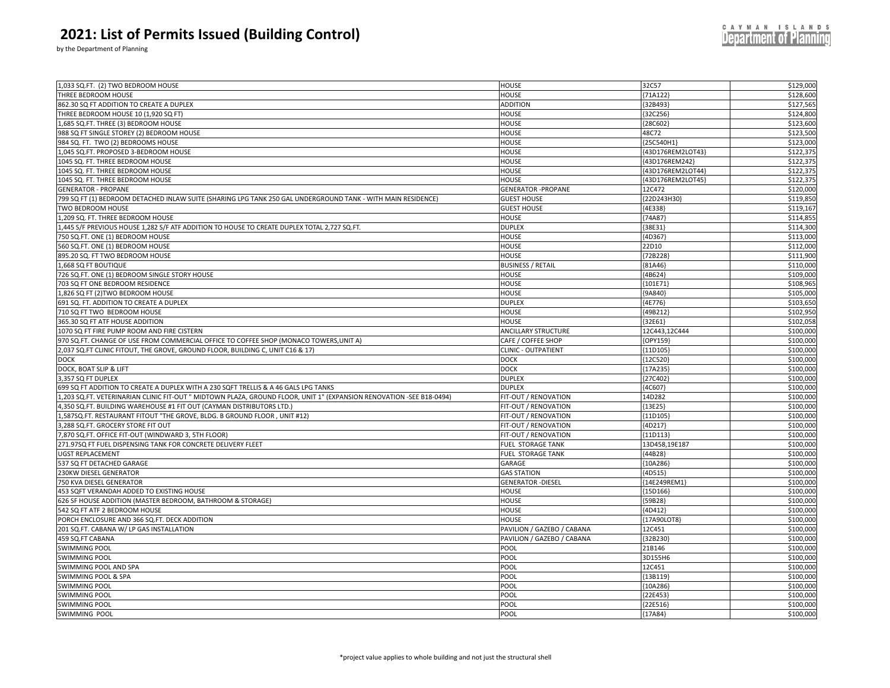# 2021: List of Permits Issued (Building Control)

by the Department of Planning

| | | | |
|---|---|---|---|
| 1,033 SQ.FT. (2) TWO BEDROOM HOUSE | HOUSE | 32C57 | $129,000 |
| THREE BEDROOM HOUSE | HOUSE | {71A122} | $128,600 |
| 862.30 SQ FT ADDITION TO CREATE A DUPLEX | ADDITION | {32B493} | $127,565 |
| THREE BEDROOM HOUSE 10 (1,920 SQ FT) | HOUSE | {32C256} | $124,800 |
| 1,685 SQ.FT. THREE (3) BEDROOM HOUSE | HOUSE | {28C602} | $123,600 |
| 988 SQ FT SINGLE STOREY (2) BEDROOM HOUSE | HOUSE | 48C72 | $123,500 |
| 984 SQ. FT. TWO (2) BEDROOMS HOUSE | HOUSE | {25C540H1} | $123,000 |
| 1,045 SQ.FT. PROPOSED 3-BEDROOM HOUSE | HOUSE | {43D176REM2LOT43} | $122,375 |
| 1045 SQ. FT. THREE BEDROOM HOUSE | HOUSE | {43D176REM242} | $122,375 |
| 1045 SQ. FT. THREE BEDROOM HOUSE | HOUSE | {43D176REM2LOT44} | $122,375 |
| 1045 SQ. FT. THREE BEDROOM HOUSE | HOUSE | {43D176REM2LOT45} | $122,375 |
| GENERATOR - PROPANE | GENERATOR -PROPANE | 12C472 | $120,000 |
| 799 SQ FT (1) BEDROOM DETACHED INLAW SUITE (SHARING LPG TANK 250 GAL UNDERGROUND TANK - WITH MAIN RESIDENCE) | GUEST HOUSE | {22D243H30} | $119,850 |
| TWO BEDROOM HOUSE | GUEST HOUSE | {4E338} | $119,167 |
| 1,209 SQ. FT. THREE BEDROOM HOUSE | HOUSE | {74A87} | $114,855 |
| 1,445 S/F PREVIOUS HOUSE 1,282 S/F ATF ADDITION TO HOUSE TO CREATE DUPLEX TOTAL 2,727 SQ.FT. | DUPLEX | {38E31} | $114,300 |
| 750 SQ.FT. ONE (1) BEDROOM HOUSE | HOUSE | {4D367} | $113,000 |
| 560 SQ.FT. ONE (1) BEDROOM HOUSE | HOUSE | 22D10 | $112,000 |
| 895.20 SQ. FT TWO BEDROOM HOUSE | HOUSE | {72B228} | $111,900 |
| 1,668 SQ FT BOUTIQUE | BUSINESS / RETAIL | {81A46} | $110,000 |
| 726 SQ.FT. ONE (1) BEDROOM SINGLE STORY HOUSE | HOUSE | {4B624} | $109,000 |
| 703 SQ FT ONE BEDROOM RESIDENCE | HOUSE | {101E71} | $108,965 |
| 1,826 SQ FT (2)TWO BEDROOM HOUSE | HOUSE | {9A840} | $105,000 |
| 691 SQ. FT. ADDITION TO CREATE A DUPLEX | DUPLEX | {4E776} | $103,650 |
| 710 SQ FT TWO BEDROOM HOUSE | HOUSE | {49B212} | $102,950 |
| 365.30 SQ FT ATF HOUSE ADDITION | HOUSE | {32E61} | $102,058 |
| 1070 SQ FT FIRE PUMP ROOM AND FIRE CISTERN | ANCILLARY STRUCTURE | 12C443,12C444 | $100,000 |
| 970 SQ.FT. CHANGE OF USE FROM COMMERCIAL OFFICE TO COFFEE SHOP (MONACO TOWERS,UNIT A) | CAFE / COFFEE SHOP | {OPY159} | $100,000 |
| 2,037 SQ.FT CLINIC FITOUT, THE GROVE, GROUND FLOOR, BUILDING C, UNIT C16 & 17) | CLINIC - OUTPATIENT | {11D105} | $100,000 |
| DOCK | DOCK | {12C520} | $100,000 |
| DOCK, BOAT SLIP & LIFT | DOCK | {17A235} | $100,000 |
| 3,357 SQ FT DUPLEX | DUPLEX | {27C402} | $100,000 |
| 699 SQ FT ADDITION TO CREATE A DUPLEX WITH A 230 SQFT TRELLIS & A 46 GALS LPG TANKS | DUPLEX | {4C607} | $100,000 |
| 1,203 SQ.FT. VETERINARIAN CLINIC FIT-OUT " MIDTOWN PLAZA, GROUND FLOOR, UNIT 1" (EXPANSION RENOVATION -SEE B18-0494) | FIT-OUT / RENOVATION | 14D282 | $100,000 |
| 4,350 SQ.FT. BUILDING WAREHOUSE #1 FIT OUT (CAYMAN DISTRIBUTORS LTD.) | FIT-OUT / RENOVATION | {13E25} | $100,000 |
| 1,587SQ.FT. RESTAURANT FITOUT "THE GROVE, BLDG. B GROUND FLOOR , UNIT #12) | FIT-OUT / RENOVATION | {11D105} | $100,000 |
| 3,288 SQ.FT. GROCERY STORE FIT OUT | FIT-OUT / RENOVATION | {4D217} | $100,000 |
| 7,870 SQ.FT. OFFICE FIT-OUT (WINDWARD 3, 5TH FLOOR) | FIT-OUT / RENOVATION | {11D113} | $100,000 |
| 271.97SQ FT FUEL DISPENSING TANK FOR CONCRETE DELIVERY FLEET | FUEL STORAGE TANK | 13D458,19E187 | $100,000 |
| UGST REPLACEMENT | FUEL STORAGE TANK | {44B28} | $100,000 |
| 537 SQ FT DETACHED GARAGE | GARAGE | {10A286} | $100,000 |
| 230KW DIESEL GENERATOR | GAS STATION | {4D515} | $100,000 |
| 750 KVA DIESEL GENERATOR | GENERATOR -DIESEL | {14E249REM1} | $100,000 |
| 453 SQFT VERANDAH ADDED TO EXISTING HOUSE | HOUSE | {15D166} | $100,000 |
| 626 SF HOUSE ADDITION (MASTER BEDROOM, BATHROOM & STORAGE) | HOUSE | {59B28} | $100,000 |
| 542 SQ FT ATF 2 BEDROOM HOUSE | HOUSE | {4D412} | $100,000 |
| PORCH ENCLOSURE AND 366 SQ.FT. DECK ADDITION | HOUSE | {17A90LOT8} | $100,000 |
| 201 SQ.FT. CABANA W/ LP GAS INSTALLATION | PAVILION / GAZEBO / CABANA | 12C451 | $100,000 |
| 459 SQ.FT CABANA | PAVILION / GAZEBO / CABANA | {32B230} | $100,000 |
| SWIMMING POOL | POOL | 21B146 | $100,000 |
| SWIMMING POOL | POOL | 3D155H6 | $100,000 |
| SWIMMING POOL AND SPA | POOL | 12C451 | $100,000 |
| SWIMMING POOL & SPA | POOL | {13B119} | $100,000 |
| SWIMMING POOL | POOL | {10A286} | $100,000 |
| SWIMMING POOL | POOL | {22E453} | $100,000 |
| SWIMMING POOL | POOL | {22E516} | $100,000 |
| SWIMMING POOL | POOL | {17A84} | $100,000 |

*project value applies to whole building and not just the structural shell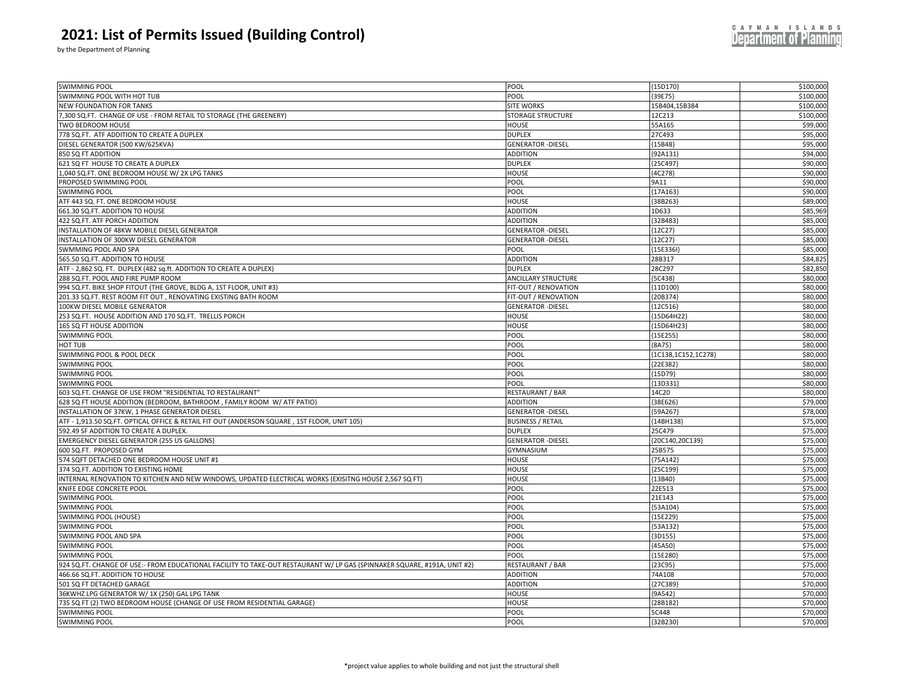# 2021: List of Permits Issued (Building Control)

by the Department of Planning

| | | | |
|---|---|---|---|
| SWIMMING POOL | POOL | {15D170} | $100,000 |
| SWIMMING POOL WITH HOT TUB | POOL | {39E75} | $100,000 |
| NEW FOUNDATION FOR TANKS | SITE WORKS | 15B404,15B384 | $100,000 |
| 7,300 SQ.FT. CHANGE OF USE - FROM RETAIL TO STORAGE (THE GREENERY) | STORAGE STRUCTURE | 12C213 | $100,000 |
| TWO BEDROOM HOUSE | HOUSE | 55A165 | $99,000 |
| 778 SQ.FT. ATF ADDITION TO CREATE A DUPLEX | DUPLEX | 27C493 | $95,000 |
| DIESEL GENERATOR (500 KW/625KVA) | GENERATOR -DIESEL | {15B48} | $95,000 |
| 850 SQ FT ADDITION | ADDITION | {92A131} | $94,000 |
| 621 SQ FT HOUSE TO CREATE A DUPLEX | DUPLEX | {25C497} | $90,000 |
| 1,040 SQ.FT. ONE BEDROOM HOUSE W/ 2X LPG TANKS | HOUSE | {4C278} | $90,000 |
| PROPOSED SWIMMING POOL | POOL | 9A11 | $90,000 |
| SWIMMING POOL | POOL | {17A163} | $90,000 |
| ATF 443 SQ. FT. ONE BEDROOM HOUSE | HOUSE | {38B263} | $89,000 |
| 661.30 SQ.FT. ADDITION TO HOUSE | ADDITION | 1D633 | $85,969 |
| 422 SQ.FT. ATF PORCH ADDITION | ADDITION | {32B483} | $85,000 |
| INSTALLATION OF 48KW MOBILE DIESEL GENERATOR | GENERATOR -DIESEL | {12C27} | $85,000 |
| INSTALLATION OF 300KW DIESEL GENERATOR | GENERATOR -DIESEL | {12C27} | $85,000 |
| SWMMING POOL AND SPA | POOL | {15E336I} | $85,000 |
| 565.50 SQ.FT. ADDITION TO HOUSE | ADDITION | 28B317 | $84,825 |
| ATF - 2,862 SQ. FT. DUPLEX (482 sq.ft. ADDITION TO CREATE A DUPLEX) | DUPLEX | 28C297 | $82,850 |
| 288 SQ.FT. POOL AND FIRE PUMP ROOM | ANCILLARY STRUCTURE | {5C438} | $80,000 |
| 994 SQ.FT. BIKE SHOP FITOUT (THE GROVE, BLDG A, 1ST FLOOR, UNIT #3) | FIT-OUT / RENOVATION | {11D100} | $80,000 |
| 201.33 SQ.FT. REST ROOM FIT OUT , RENOVATING EXISTING BATH ROOM | FIT-OUT / RENOVATION | {20B374} | $80,000 |
| 100KW DIESEL MOBILE GENERATOR | GENERATOR -DIESEL | {12C516} | $80,000 |
| 253 SQ.FT. HOUSE ADDITION AND 170 SQ.FT. TRELLIS PORCH | HOUSE | {15D64H22} | $80,000 |
| 165 SQ FT HOUSE ADDITION | HOUSE | {15D64H23} | $80,000 |
| SWIMMING POOL | POOL | {15E255} | $80,000 |
| HOT TUB | POOL | {8A75} | $80,000 |
| SWIMMING POOL & POOL DECK | POOL | {1C138,1C152,1C278} | $80,000 |
| SWIMMING POOL | POOL | {22E382} | $80,000 |
| SWIMMING POOL | POOL | {15D79} | $80,000 |
| SWIMMING POOL | POOL | {13D331} | $80,000 |
| 603 SQ.FT. CHANGE OF USE FROM "RESIDENTIAL TO RESTAURANT" | RESTAURANT / BAR | 14C20 | $80,000 |
| 628 SQ FT HOUSE ADDITION (BEDROOM, BATHROOM , FAMILY ROOM W/ ATF PATIO) | ADDITION | {38E626} | $79,000 |
| INSTALLATION OF 37KW, 1 PHASE GENERATOR DIESEL | GENERATOR -DIESEL | {59A267} | $78,000 |
| ATF - 1,913.50 SQ.FT. OPTICAL OFFICE & RETAIL FIT OUT (ANDERSON SQUARE , 1ST FLOOR, UNIT 105) | BUSINESS / RETAIL | {14BH138} | $75,000 |
| 592.49 SF ADDITION TO CREATE A DUPLEX. | DUPLEX | 25C479 | $75,000 |
| EMERGENCY DIESEL GENERATOR (255 US GALLONS) | GENERATOR -DIESEL | {20C140,20C139} | $75,000 |
| 600 SQ.FT. PROPOSED GYM | GYMNASIUM | 25B575 | $75,000 |
| 574 SQFT DETACHED ONE BEDROOM HOUSE UNIT #1 | HOUSE | {75A142} | $75,000 |
| 374 SQ.FT. ADDITION TO EXISTING HOME | HOUSE | {25C199} | $75,000 |
| INTERNAL RENOVATION TO KITCHEN AND NEW WINDOWS, UPDATED ELECTRICAL WORKS (EXISITNG HOUSE 2,567 SQ FT) | HOUSE | {13B40} | $75,000 |
| KNIFE EDGE CONCRETE POOL | POOL | 22E513 | $75,000 |
| SWIMMING POOL | POOL | 21E143 | $75,000 |
| SWIMMING POOL | POOL | {53A104} | $75,000 |
| SWIMMING POOL (HOUSE) | POOL | {15E229} | $75,000 |
| SWIMMING POOL | POOL | {53A132} | $75,000 |
| SWIMMING POOL AND SPA | POOL | {3D155} | $75,000 |
| SWIMMING POOL | POOL | {45A50} | $75,000 |
| SWIMMING POOL | POOL | {15E280} | $75,000 |
| 924 SQ.FT. CHANGE OF USE:- FROM EDUCATIONAL FACILITY TO TAKE-OUT RESTAURANT W/ LP GAS (SPINNAKER SQUARE, #191A, UNIT #2) | RESTAURANT / BAR | {23C95} | $75,000 |
| 466.66 SQ.FT. ADDITION TO HOUSE | ADDITION | 74A108 | $70,000 |
| 501 SQ FT DETACHED GARAGE | ADDITION | {27C389} | $70,000 |
| 36KWHZ LPG GENERATOR W/ 1X (250) GAL LPG TANK | HOUSE | {9A542} | $70,000 |
| 735 SQ FT (2) TWO BEDROOM HOUSE (CHANGE OF USE FROM RESIDENTIAL GARAGE) | HOUSE | {28B182} | $70,000 |
| SWIMMING POOL | POOL | 5C448 | $70,000 |
| SWIMMING POOL | POOL | {32B230} | $70,000 |

*project value applies to whole building and not just the structural shell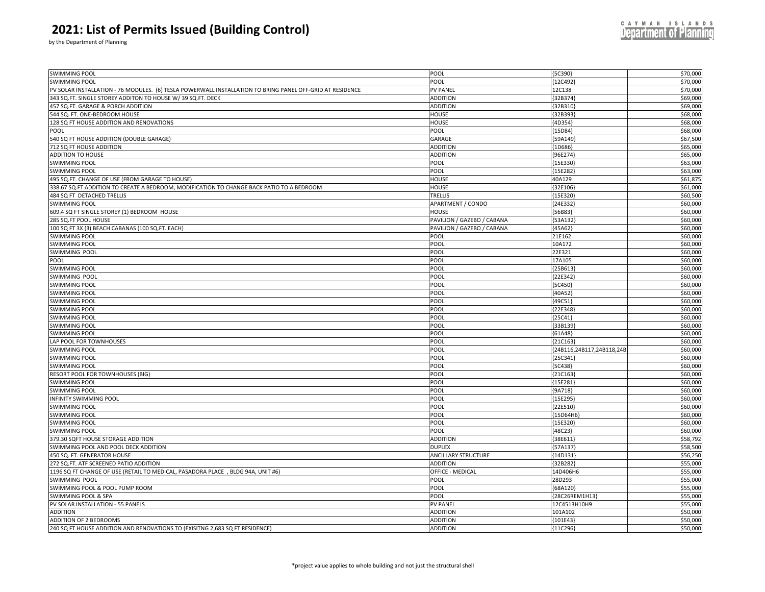# 2021: List of Permits Issued (Building Control)

by the Department of Planning

| | | | |
|---|---|---|---|
| SWIMMING POOL | POOL | {5C390} | $70,000 |
| SWIMMING POOL | POOL | {12C492} | $70,000 |
| PV SOLAR INSTALLATION - 76 MODULES. (6) TESLA POWERWALL INSTALLATION TO BRING PANEL OFF-GRID AT RESIDENCE | PV PANEL | 12C138 | $70,000 |
| 343 SQ.FT. SINGLE STOREY ADDITON TO HOUSE W/ 39 SQ.FT. DECK | ADDITION | {32B374} | $69,000 |
| 457 SQ.FT. GARAGE & PORCH ADDITION | ADDITION | {32B310} | $69,000 |
| 544 SQ. FT. ONE-BEDROOM HOUSE | HOUSE | {32B393} | $68,000 |
| 128 SQ FT HOUSE ADDITION AND RENOVATIONS | HOUSE | {4D354} | $68,000 |
| POOL | POOL | {15D84} | $68,000 |
| 540 SQ FT HOUSE ADDITION (DOUBLE GARAGE) | GARAGE | {59A149} | $67,500 |
| 712 SQ FT HOUSE ADDITION | ADDITION | {1D686} | $65,000 |
| ADDITION TO HOUSE | ADDITION | {96E274} | $65,000 |
| SWIMMING POOL | POOL | {15E330} | $63,000 |
| SWIMMING POOL | POOL | {15E282} | $63,000 |
| 495 SQ.FT. CHANGE OF USE (FROM GARAGE TO HOUSE) | HOUSE | 40A129 | $61,875 |
| 338.67 SQ.FT ADDITION TO CREATE A BEDROOM, MODIFICATION TO CHANGE BACK PATIO TO A BEDROOM | HOUSE | {32E106} | $61,000 |
| 484 SQ FT DETACHED TRELLIS | TRELLIS | {15E320} | $60,500 |
| SWIMMING POOL | APARTMENT / CONDO | {24E332} | $60,000 |
| 609.4 SQ FT SINGLE STOREY (1) BEDROOM HOUSE | HOUSE | {56B83} | $60,000 |
| 285 SQ.FT POOL HOUSE | PAVILION / GAZEBO / CABANA | {53A132} | $60,000 |
| 100 SQ FT 3X (3) BEACH CABANAS (100 SQ.FT. EACH) | PAVILION / GAZEBO / CABANA | {45A62} | $60,000 |
| SWIMMING POOL | POOL | 21E162 | $60,000 |
| SWIMMING POOL | POOL | 10A172 | $60,000 |
| SWIMMING POOL | POOL | 22E321 | $60,000 |
| POOL | POOL | 17A105 | $60,000 |
| SWIMMING POOL | POOL | {25B613} | $60,000 |
| SWIMMING POOL | POOL | {22E342} | $60,000 |
| SWIMMING POOL | POOL | {5C450} | $60,000 |
| SWIMMING POOL | POOL | {40A52} | $60,000 |
| SWIMMING POOL | POOL | {49C51} | $60,000 |
| SWIMMING POOL | POOL | {22E348} | $60,000 |
| SWIMMING POOL | POOL | {25C41} | $60,000 |
| SWIMMING POOL | POOL | {33B139} | $60,000 |
| SWIMMING POOL | POOL | {61A48} | $60,000 |
| LAP POOL FOR TOWNHOUSES | POOL | {21C163} | $60,000 |
| SWIMMING POOL | POOL | {24B116,24B117,24B118,24B | $60,000 |
| SWIMMING POOL | POOL | {25C341} | $60,000 |
| SWIMMING POOL | POOL | {5C438} | $60,000 |
| RESORT POOL FOR TOWNHOUSES (BIG) | POOL | {21C163} | $60,000 |
| SWIMMING POOL | POOL | {15E281} | $60,000 |
| SWIMMING POOL | POOL | {9A718} | $60,000 |
| INFINITY SWIMMING POOL | POOL | {15E295} | $60,000 |
| SWIMMING POOL | POOL | {22E510} | $60,000 |
| SWIMMING POOL | POOL | {15D64H6} | $60,000 |
| SWIMMING POOL | POOL | {15E320} | $60,000 |
| SWIMMING POOL | POOL | {48C23} | $60,000 |
| 379.30 SQFT HOUSE STORAGE ADDITION | ADDITION | {38E611} | $58,792 |
| SWIMMING POOL AND POOL DECK ADDITION | DUPLEX | {57A137} | $58,500 |
| 450 SQ. FT. GENERATOR HOUSE | ANCILLARY STRUCTURE | {14D131} | $56,250 |
| 272 SQ.FT. ATF SCREENED PATIO ADDITION | ADDITION | {32B282} | $55,000 |
| 1196 SQ FT CHANGE OF USE (RETAIL TO MEDICAL, PASADORA PLACE , BLDG 94A, UNIT #6) | OFFICE - MEDICAL | 14D406H6 | $55,000 |
| SWIMMING POOL | POOL | 28D293 | $55,000 |
| SWIMMING POOL & POOL PUMP ROOM | POOL | {68A120} | $55,000 |
| SWIMMING POOL & SPA | POOL | {28C26REM1H13} | $55,000 |
| PV SOLAR INSTALLATION - 55 PANELS | PV PANEL | 12C4513H10H9 | $55,000 |
| ADDITION | ADDITION | 101A102 | $50,000 |
| ADDITION OF 2 BEDROOMS | ADDITION | {101E43} | $50,000 |
| 240 SQ FT HOUSE ADDITION AND RENOVATIONS TO (EXISITNG 2,683 SQ FT RESIDENCE) | ADDITION | {11C296} | $50,000 |

*project value applies to whole building and not just the structural shell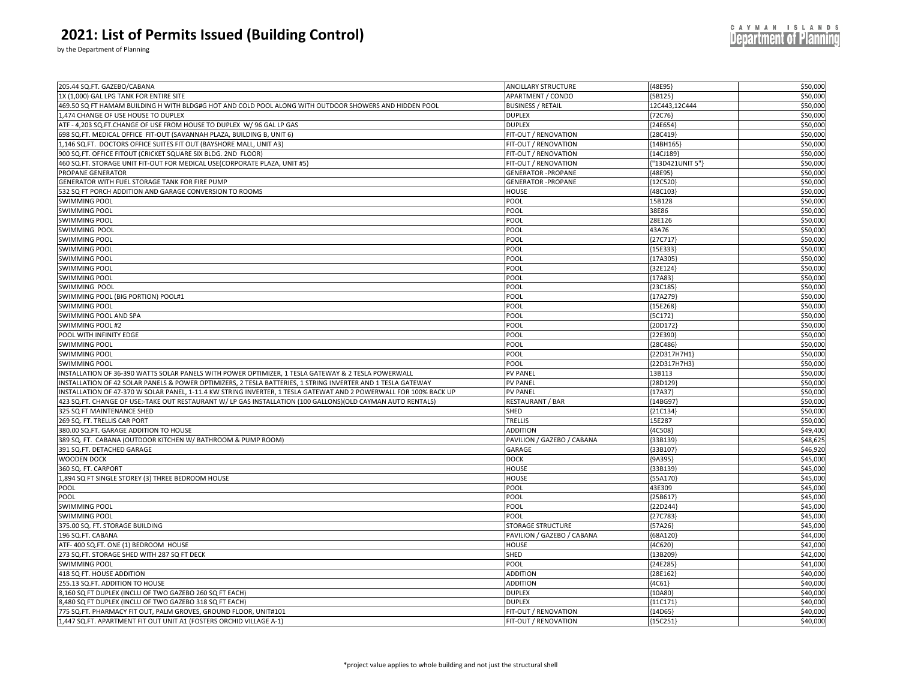# 2021: List of Permits Issued (Building Control)

by the Department of Planning

| | | | |
|---|---|---|---|
| 205.44 SQ.FT. GAZEBO/CABANA | ANCILLARY STRUCTURE | {48E95} | $50,000 |
| 1X (1,000) GAL LPG TANK FOR ENTIRE SITE | APARTMENT / CONDO | {5B125} | $50,000 |
| 469.50 SQ FT HAMAM BUILDING H WITH BLDG#G HOT AND COLD POOL ALONG WITH OUTDOOR SHOWERS AND HIDDEN POOL | BUSINESS / RETAIL | 12C443,12C444 | $50,000 |
| 1,474 CHANGE OF USE HOUSE TO DUPLEX | DUPLEX | {72C76} | $50,000 |
| ATF - 4,203 SQ.FT.CHANGE OF USE FROM HOUSE TO DUPLEX W/ 96 GAL LP GAS | DUPLEX | {24E654} | $50,000 |
| 698 SQ.FT. MEDICAL OFFICE FIT-OUT (SAVANNAH PLAZA, BUILDING B, UNIT 6) | FIT-OUT / RENOVATION | {28C419} | $50,000 |
| 1,146 SQ.FT. DOCTORS OFFICE SUITES FIT OUT (BAYSHORE MALL, UNIT A3) | FIT-OUT / RENOVATION | {14BH165} | $50,000 |
| 900 SQ.FT. OFFICE FITOUT (CRICKET SQUARE SIX BLDG. 2ND FLOOR) | FIT-OUT / RENOVATION | {14CJ189} | $50,000 |
| 460 SQ.FT. STORAGE UNIT FIT-OUT FOR MEDICAL USE(CORPORATE PLAZA, UNIT #5) | FIT-OUT / RENOVATION | {"13D421UNIT 5"} | $50,000 |
| PROPANE GENERATOR | GENERATOR -PROPANE | {48E95} | $50,000 |
| GENERATOR WITH FUEL STORAGE TANK FOR FIRE PUMP | GENERATOR -PROPANE | {12C520} | $50,000 |
| 532 SQ FT PORCH ADDITION AND GARAGE CONVERSION TO ROOMS | HOUSE | {48C103} | $50,000 |
| SWIMMING POOL | POOL | 15B128 | $50,000 |
| SWIMMING POOL | POOL | 38E86 | $50,000 |
| SWIMMING POOL | POOL | 28E126 | $50,000 |
| SWIMMING POOL | POOL | 43A76 | $50,000 |
| SWIMMING POOL | POOL | {27C717} | $50,000 |
| SWIMMING POOL | POOL | {15E333} | $50,000 |
| SWIMMING POOL | POOL | {17A305} | $50,000 |
| SWIMMING POOL | POOL | {32E124} | $50,000 |
| SWIMMING POOL | POOL | {17A83} | $50,000 |
| SWIMMING POOL | POOL | {23C185} | $50,000 |
| SWIMMING POOL (BIG PORTION) POOL#1 | POOL | {17A279} | $50,000 |
| SWIMMING POOL | POOL | {15E268} | $50,000 |
| SWIMMING POOL AND SPA | POOL | {5C172} | $50,000 |
| SWIMMING POOL #2 | POOL | {20D172} | $50,000 |
| POOL WITH INFINITY EDGE | POOL | {22E390} | $50,000 |
| SWIMMING POOL | POOL | {28C486} | $50,000 |
| SWIMMING POOL | POOL | {22D317H7H1} | $50,000 |
| SWIMMING POOL | POOL | {22D317H7H3} | $50,000 |
| INSTALLATION OF 36-390 WATTS SOLAR PANELS WITH POWER OPTIMIZER, 1 TESLA GATEWAY & 2 TESLA POWERWALL | PV PANEL | 13B113 | $50,000 |
| INSTALLATION OF 42 SOLAR PANELS & POWER OPTIMIZERS, 2 TESLA BATTERIES, 1 STRING INVERTER AND 1 TESLA GATEWAY | PV PANEL | {28D129} | $50,000 |
| INSTALLATION OF 47-370 W SOLAR PANEL, 1-11.4 KW STRING INVERTER, 1 TESLA GATEWAT AND 2 POWERWALL FOR 100% BACK UP | PV PANEL | {17A37} | $50,000 |
| 423 SQ.FT. CHANGE OF USE:-TAKE OUT RESTAURANT W/ LP GAS INSTALLATION (100 GALLONS)(OLD CAYMAN AUTO RENTALS) | RESTAURANT / BAR | {14BG97} | $50,000 |
| 325 SQ FT MAINTENANCE SHED | SHED | {21C134} | $50,000 |
| 269 SQ. FT. TRELLIS CAR PORT | TRELLIS | 15E287 | $50,000 |
| 380.00 SQ.FT. GARAGE ADDITION TO HOUSE | ADDITION | {4C508} | $49,400 |
| 389 SQ. FT. CABANA (OUTDOOR KITCHEN W/ BATHROOM & PUMP ROOM) | PAVILION / GAZEBO / CABANA | {33B139} | $48,625 |
| 391 SQ.FT. DETACHED GARAGE | GARAGE | {33B107} | $46,920 |
| WOODEN DOCK | DOCK | {9A395} | $45,000 |
| 360 SQ. FT. CARPORT | HOUSE | {33B139} | $45,000 |
| 1,894 SQ FT SINGLE STOREY (3) THREE BEDROOM HOUSE | HOUSE | {55A170} | $45,000 |
| POOL | POOL | 43E309 | $45,000 |
| POOL | POOL | {25B617} | $45,000 |
| SWIMMING POOL | POOL | {22D244} | $45,000 |
| SWIMMING POOL | POOL | {27C783} | $45,000 |
| 375.00 SQ. FT. STORAGE BUILDING | STORAGE STRUCTURE | {57A26} | $45,000 |
| 196 SQ.FT. CABANA | PAVILION / GAZEBO / CABANA | {68A120} | $44,000 |
| ATF- 400 SQ.FT. ONE (1) BEDROOM HOUSE | HOUSE | {4C620} | $42,000 |
| 273 SQ.FT. STORAGE SHED WITH 287 SQ FT DECK | SHED | {13B209} | $42,000 |
| SWIMMING POOL | POOL | {24E285} | $41,000 |
| 418 SQ FT. HOUSE ADDITION | ADDITION | {28E162} | $40,000 |
| 255.13 SQ.FT. ADDITION TO HOUSE | ADDITION | {4C61} | $40,000 |
| 8,160 SQ FT DUPLEX (INCLU OF TWO GAZEBO 260 SQ FT EACH) | DUPLEX | {10A80} | $40,000 |
| 8,480 SQ FT DUPLEX (INCLU OF TWO GAZEBO 318 SQ FT EACH) | DUPLEX | {11C171} | $40,000 |
| 775 SQ.FT. PHARMACY FIT OUT, PALM GROVES, GROUND FLOOR, UNIT#101 | FIT-OUT / RENOVATION | {14D65} | $40,000 |
| 1,447 SQ.FT. APARTMENT FIT OUT UNIT A1 (FOSTERS ORCHID VILLAGE A-1) | FIT-OUT / RENOVATION | {15C251} | $40,000 |

*project value applies to whole building and not just the structural shell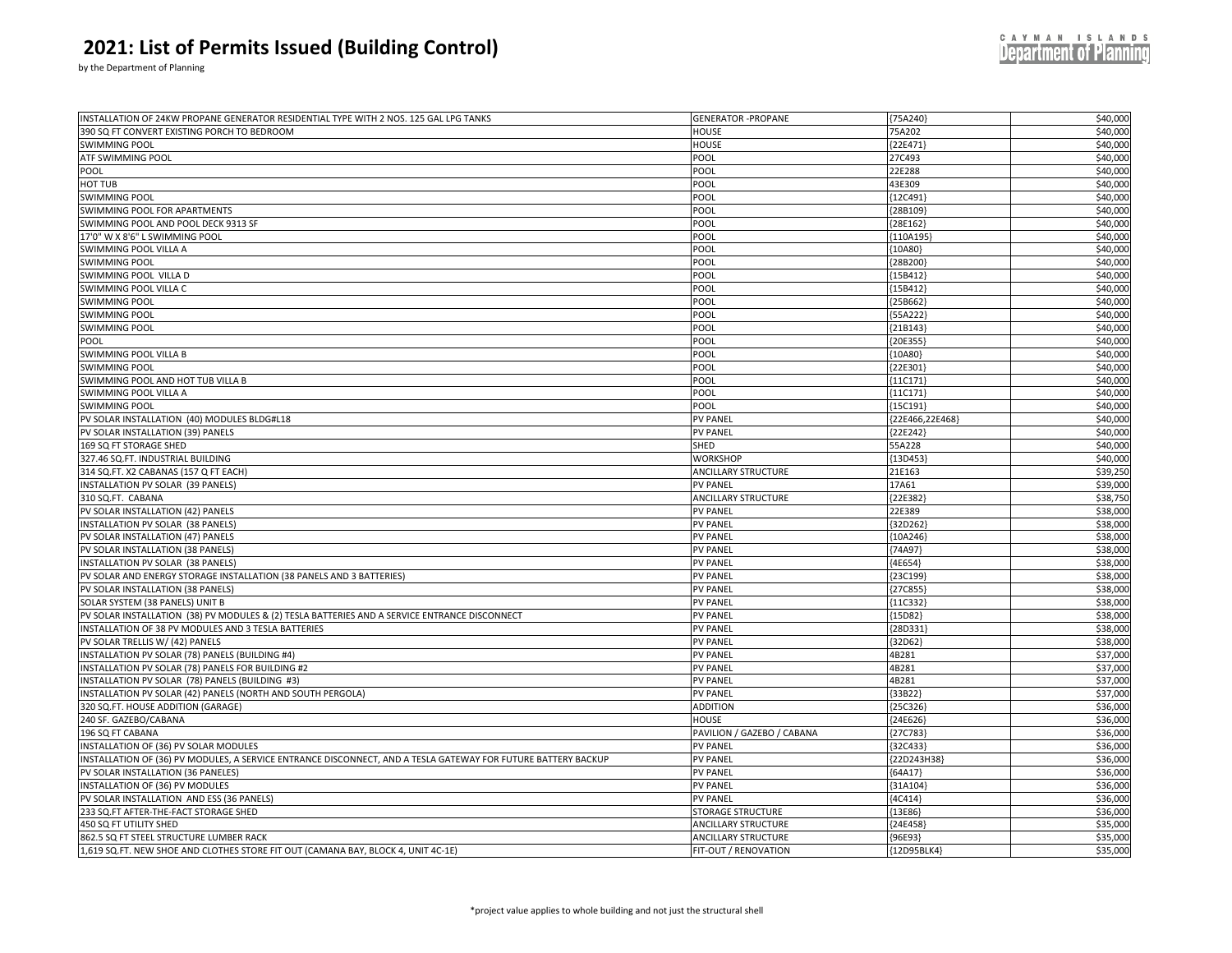# 2021: List of Permits Issued (Building Control)

by the Department of Planning

| | | | |
|---|---|---|---|
| INSTALLATION OF 24KW PROPANE GENERATOR RESIDENTIAL TYPE WITH 2 NOS. 125 GAL LPG TANKS | GENERATOR -PROPANE | {75A240} | $40,000 |
| 390 SQ FT CONVERT EXISTING PORCH TO BEDROOM | HOUSE | 75A202 | $40,000 |
| SWIMMING POOL | HOUSE | {22E471} | $40,000 |
| ATF SWIMMING POOL | POOL | 27C493 | $40,000 |
| POOL | POOL | 22E288 | $40,000 |
| HOT TUB | POOL | 43E309 | $40,000 |
| SWIMMING POOL | POOL | {12C491} | $40,000 |
| SWIMMING POOL FOR APARTMENTS | POOL | {28B109} | $40,000 |
| SWIMMING POOL AND POOL DECK 9313 SF | POOL | {28E162} | $40,000 |
| 17'0" W X 8'6" L SWIMMING POOL | POOL | {110A195} | $40,000 |
| SWIMMING POOL VILLA A | POOL | {10A80} | $40,000 |
| SWIMMING POOL | POOL | {28B200} | $40,000 |
| SWIMMING POOL VILLA D | POOL | {15B412} | $40,000 |
| SWIMMING POOL VILLA C | POOL | {15B412} | $40,000 |
| SWIMMING POOL | POOL | {25B662} | $40,000 |
| SWIMMING POOL | POOL | {55A222} | $40,000 |
| SWIMMING POOL | POOL | {21B143} | $40,000 |
| POOL | POOL | {20E355} | $40,000 |
| SWIMMING POOL VILLA B | POOL | {10A80} | $40,000 |
| SWIMMING POOL | POOL | {22E301} | $40,000 |
| SWIMMING POOL AND HOT TUB VILLA B | POOL | {11C171} | $40,000 |
| SWIMMING POOL VILLA A | POOL | {11C171} | $40,000 |
| SWIMMING POOL | POOL | {15C191} | $40,000 |
| PV SOLAR INSTALLATION (40) MODULES BLDG#L18 | PV PANEL | {22E466,22E468} | $40,000 |
| PV SOLAR INSTALLATION (39) PANELS | PV PANEL | {22E242} | $40,000 |
| 169 SQ FT STORAGE SHED | SHED | 55A228 | $40,000 |
| 327.46 SQ.FT. INDUSTRIAL BUILDING | WORKSHOP | {13D453} | $40,000 |
| 314 SQ.FT. X2 CABANAS (157 Q FT EACH) | ANCILLARY STRUCTURE | 21E163 | $39,250 |
| INSTALLATION PV SOLAR (39 PANELS) | PV PANEL | 17A61 | $39,000 |
| 310 SQ.FT. CABANA | ANCILLARY STRUCTURE | {22E382} | $38,750 |
| PV SOLAR INSTALLATION (42) PANELS | PV PANEL | 22E389 | $38,000 |
| INSTALLATION PV SOLAR (38 PANELS) | PV PANEL | {32D262} | $38,000 |
| PV SOLAR INSTALLATION (47) PANELS | PV PANEL | {10A246} | $38,000 |
| PV SOLAR INSTALLATION (38 PANELS) | PV PANEL | {74A97} | $38,000 |
| INSTALLATION PV SOLAR (38 PANELS) | PV PANEL | {4E654} | $38,000 |
| PV SOLAR AND ENERGY STORAGE INSTALLATION (38 PANELS AND 3 BATTERIES) | PV PANEL | {23C199} | $38,000 |
| PV SOLAR INSTALLATION (38 PANELS) | PV PANEL | {27C855} | $38,000 |
| SOLAR SYSTEM (38 PANELS) UNIT B | PV PANEL | {11C332} | $38,000 |
| PV SOLAR INSTALLATION (38) PV MODULES & (2) TESLA BATTERIES AND A SERVICE ENTRANCE DISCONNECT | PV PANEL | {15D82} | $38,000 |
| INSTALLATION OF 38 PV MODULES AND 3 TESLA BATTERIES | PV PANEL | {28D331} | $38,000 |
| PV SOLAR TRELLIS W/ (42) PANELS | PV PANEL | {32D62} | $38,000 |
| INSTALLATION PV SOLAR (78) PANELS (BUILDING #4) | PV PANEL | 4B281 | $37,000 |
| INSTALLATION PV SOLAR (78) PANELS FOR BUILDING #2 | PV PANEL | 4B281 | $37,000 |
| INSTALLATION PV SOLAR (78) PANELS (BUILDING #3) | PV PANEL | 4B281 | $37,000 |
| INSTALLATION PV SOLAR (42) PANELS (NORTH AND SOUTH PERGOLA) | PV PANEL | {33B22} | $37,000 |
| 320 SQ.FT. HOUSE ADDITION (GARAGE) | ADDITION | {25C326} | $36,000 |
| 240 SF. GAZEBO/CABANA | HOUSE | {24E626} | $36,000 |
| 196 SQ FT CABANA | PAVILION / GAZEBO / CABANA | {27C783} | $36,000 |
| INSTALLATION OF (36) PV SOLAR MODULES | PV PANEL | {32C433} | $36,000 |
| INSTALLATION OF (36) PV MODULES, A SERVICE ENTRANCE DISCONNECT, AND A TESLA GATEWAY FOR FUTURE BATTERY BACKUP | PV PANEL | {22D243H38} | $36,000 |
| PV SOLAR INSTALLATION (36 PANELES) | PV PANEL | {64A17} | $36,000 |
| INSTALLATION OF (36) PV MODULES | PV PANEL | {31A104} | $36,000 |
| PV SOLAR INSTALLATION AND ESS (36 PANELS) | PV PANEL | {4C414} | $36,000 |
| 233 SQ.FT AFTER-THE-FACT STORAGE SHED | STORAGE STRUCTURE | {13E86} | $36,000 |
| 450 SQ FT UTILITY SHED | ANCILLARY STRUCTURE | {24E458} | $35,000 |
| 862.5 SQ FT STEEL STRUCTURE LUMBER RACK | ANCILLARY STRUCTURE | {96E93} | $35,000 |
| 1,619 SQ.FT. NEW SHOE AND CLOTHES STORE FIT OUT (CAMANA BAY, BLOCK 4, UNIT 4C-1E) | FIT-OUT / RENOVATION | {12D95BLK4} | $35,000 |

*project value applies to whole building and not just the structural shell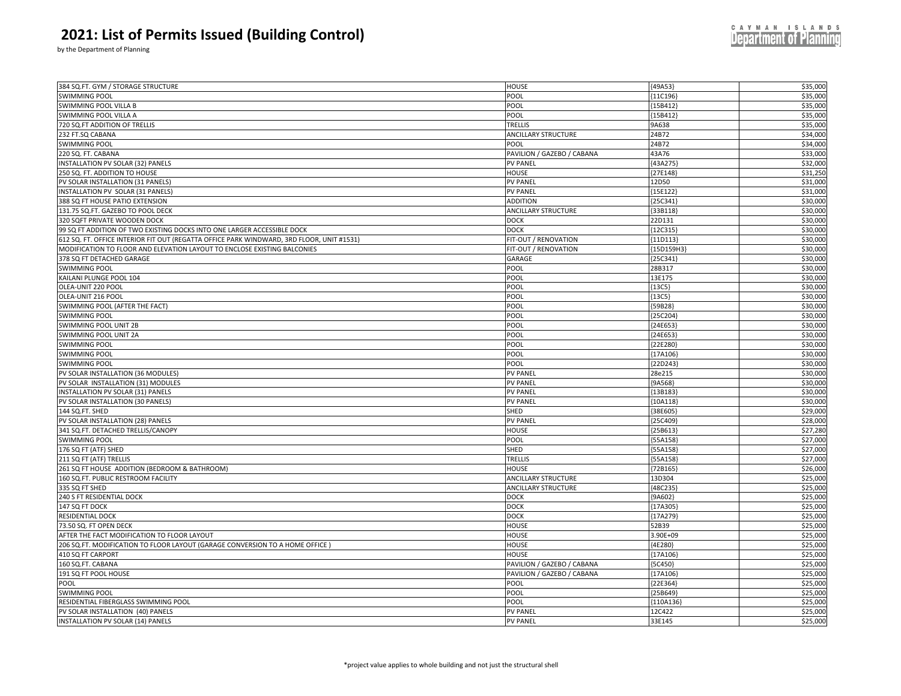# 2021: List of Permits Issued (Building Control)

by the Department of Planning

| | | | |
|---|---|---|---|
| 384 SQ.FT. GYM / STORAGE STRUCTURE | HOUSE | {49A53} | $35,000 |
| SWIMMING POOL | POOL | {11C196} | $35,000 |
| SWIMMING POOL VILLA B | POOL | {15B412} | $35,000 |
| SWIMMING POOL VILLA A | POOL | {15B412} | $35,000 |
| 720 SQ.FT ADDITION OF TRELLIS | TRELLIS | 9A638 | $35,000 |
| 232 FT.SQ CABANA | ANCILLARY STRUCTURE | 24B72 | $34,000 |
| SWIMMING POOL | POOL | 24B72 | $34,000 |
| 220 SQ. FT. CABANA | PAVILION / GAZEBO / CABANA | 43A76 | $33,000 |
| INSTALLATION PV SOLAR (32) PANELS | PV PANEL | {43A275} | $32,000 |
| 250 SQ. FT. ADDITION TO HOUSE | HOUSE | {27E148} | $31,250 |
| PV SOLAR INSTALLATION (31 PANELS) | PV PANEL | 12D50 | $31,000 |
| INSTALLATION PV SOLAR (31 PANELS) | PV PANEL | {15E122} | $31,000 |
| 388 SQ FT HOUSE PATIO EXTENSION | ADDITION | {25C341} | $30,000 |
| 131.75 SQ.FT. GAZEBO TO POOL DECK | ANCILLARY STRUCTURE | {33B118} | $30,000 |
| 320 SQFT PRIVATE WOODEN DOCK | DOCK | 22D131 | $30,000 |
| 99 SQ FT ADDITION OF TWO EXISTING DOCKS INTO ONE LARGER ACCESSIBLE DOCK | DOCK | {12C315} | $30,000 |
| 612 SQ. FT. OFFICE INTERIOR FIT OUT (REGATTA OFFICE PARK WINDWARD, 3RD FLOOR, UNIT #1531) | FIT-OUT / RENOVATION | {11D113} | $30,000 |
| MODIFICATION TO FLOOR AND ELEVATION LAYOUT TO ENCLOSE EXISTING BALCONIES | FIT-OUT / RENOVATION | {15D159H3} | $30,000 |
| 378 SQ FT DETACHED GARAGE | GARAGE | {25C341} | $30,000 |
| SWIMMING POOL | POOL | 28B317 | $30,000 |
| KAILANI PLUNGE POOL 104 | POOL | 13E175 | $30,000 |
| OLEA-UNIT 220 POOL | POOL | {13C5} | $30,000 |
| OLEA-UNIT 216 POOL | POOL | {13C5} | $30,000 |
| SWIMMING POOL (AFTER THE FACT) | POOL | {59B28} | $30,000 |
| SWIMMING POOL | POOL | {25C204} | $30,000 |
| SWIMMING POOL UNIT 2B | POOL | {24E653} | $30,000 |
| SWIMMING POOL UNIT 2A | POOL | {24E653} | $30,000 |
| SWIMMING POOL | POOL | {22E280} | $30,000 |
| SWIMMING POOL | POOL | {17A106} | $30,000 |
| SWIMMING POOL | POOL | {22D243} | $30,000 |
| PV SOLAR INSTALLATION (36 MODULES) | PV PANEL | 28e215 | $30,000 |
| PV SOLAR INSTALLATION (31) MODULES | PV PANEL | {9A568} | $30,000 |
| INSTALLATION PV SOLAR (31) PANELS | PV PANEL | {13B183} | $30,000 |
| PV SOLAR INSTALLATION (30 PANELS) | PV PANEL | {10A118} | $30,000 |
| 144 SQ.FT. SHED | SHED | {38E605} | $29,000 |
| PV SOLAR INSTALLATION (28) PANELS | PV PANEL | {25C409} | $28,000 |
| 341 SQ.FT. DETACHED TRELLIS/CANOPY | HOUSE | {25B613} | $27,280 |
| SWIMMING POOL | POOL | {55A158} | $27,000 |
| 176 SQ FT (ATF) SHED | SHED | {55A158} | $27,000 |
| 211 SQ FT (ATF) TRELLIS | TRELLIS | {55A158} | $27,000 |
| 261 SQ FT HOUSE ADDITION (BEDROOM & BATHROOM) | HOUSE | {72B165} | $26,000 |
| 160 SQ.FT. PUBLIC RESTROOM FACILITY | ANCILLARY STRUCTURE | 13D304 | $25,000 |
| 335 SQ FT SHED | ANCILLARY STRUCTURE | {48C235} | $25,000 |
| 240 S FT RESIDENTIAL DOCK | DOCK | {9A602} | $25,000 |
| 147 SQ FT DOCK | DOCK | {17A305} | $25,000 |
| RESIDENTIAL DOCK | DOCK | {17A279} | $25,000 |
| 73.50 SQ. FT OPEN DECK | HOUSE | 52B39 | $25,000 |
| AFTER THE FACT MODIFICATION TO FLOOR LAYOUT | HOUSE | 3.90E+09 | $25,000 |
| 206 SQ.FT. MODIFICATION TO FLOOR LAYOUT (GARAGE CONVERSION TO A HOME OFFICE ) | HOUSE | {4E280} | $25,000 |
| 410 SQ FT CARPORT | HOUSE | {17A106} | $25,000 |
| 160 SQ.FT. CABANA | PAVILION / GAZEBO / CABANA | {5C450} | $25,000 |
| 191 SQ FT POOL HOUSE | PAVILION / GAZEBO / CABANA | {17A106} | $25,000 |
| POOL | POOL | {22E364} | $25,000 |
| SWIMMING POOL | POOL | {25B649} | $25,000 |
| RESIDENTIAL FIBERGLASS SWIMMING POOL | POOL | {110A136} | $25,000 |
| PV SOLAR INSTALLATION (40) PANELS | PV PANEL | 12C422 | $25,000 |
| INSTALLATION PV SOLAR (14) PANELS | PV PANEL | 33E145 | $25,000 |

*project value applies to whole building and not just the structural shell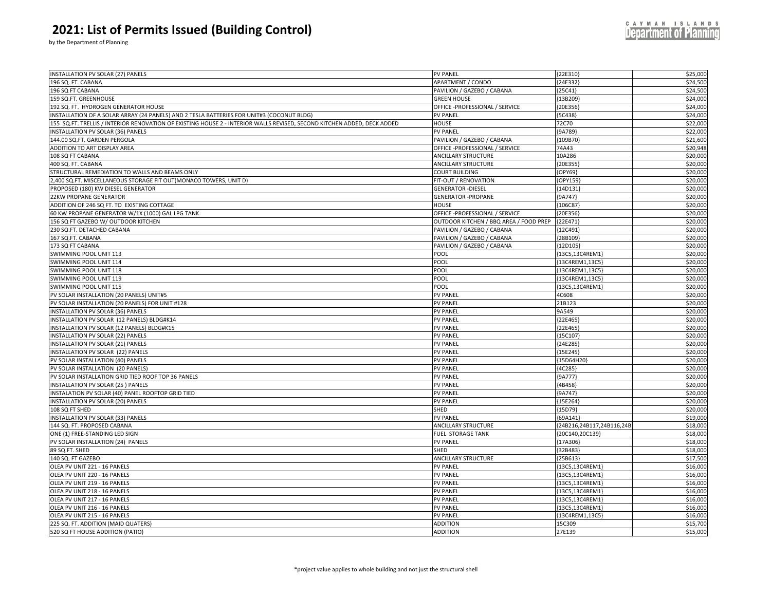# 2021: List of Permits Issued (Building Control)

by the Department of Planning

| | | | |
|---|---|---|---|
| INSTALLATION PV SOLAR (27) PANELS | PV PANEL | {22E310} | $25,000 |
| 196 SQ. FT. CABANA | APARTMENT / CONDO | {24E332} | $24,500 |
| 196 SQ FT CABANA | PAVILION / GAZEBO / CABANA | {25C41} | $24,500 |
| 159 SQ.FT. GREENHOUSE | GREEN HOUSE | {13B209} | $24,000 |
| 192 SQ. FT. HYDROGEN GENERATOR HOUSE | OFFICE -PROFESSIONAL / SERVICE | {20E356} | $24,000 |
| INSTALLATION OF A SOLAR ARRAY (24 PANELS) AND 2 TESLA BATTERIES FOR UNIT#3 (COCONUT BLDG) | PV PANEL | {5C438} | $24,000 |
| 155 SQ.FT. TRELLIS / INTERIOR RENOVATION OF EXISTING HOUSE 2 - INTERIOR WALLS REVISED, SECOND KITCHEN ADDED, DECK ADDED | HOUSE | 72C70 | $22,000 |
| INSTALLATION PV SOLAR (36) PANELS | PV PANEL | {9A789} | $22,000 |
| 144.00 SQ.FT. GARDEN PERGOLA | PAVILION / GAZEBO / CABANA | {109B70} | $21,600 |
| ADDITION TO ART DISPLAY AREA | OFFICE -PROFESSIONAL / SERVICE | 74A43 | $20,948 |
| 108 SQ FT CABANA | ANCILLARY STRUCTURE | 10A286 | $20,000 |
| 400 SQ. FT. CABANA | ANCILLARY STRUCTURE | {20E355} | $20,000 |
| STRUCTURAL REMEDIATION TO WALLS AND BEAMS ONLY | COURT BUILDING | {OPY69} | $20,000 |
| 2,400 SQ.FT. MISCELLANEOUS STORAGE FIT OUT(MONACO TOWERS, UNIT D) | FIT-OUT / RENOVATION | {OPY159} | $20,000 |
| PROPOSED (180) KW DIESEL GENERATOR | GENERATOR -DIESEL | {14D131} | $20,000 |
| 22KW PROPANE GENERATOR | GENERATOR -PROPANE | {9A747} | $20,000 |
| ADDITION OF 246 SQ FT. TO EXISTING COTTAGE | HOUSE | {106C87} | $20,000 |
| 60 KW PROPANE GENERATOR W/1X (1000) GAL LPG TANK | OFFICE -PROFESSIONAL / SERVICE | {20E356} | $20,000 |
| 156 SQ FT GAZEBO W/ OUTDOOR KITCHEN | OUTDOOR KITCHEN / BBQ AREA / FOOD PREP | {22E471} | $20,000 |
| 230 SQ.FT. DETACHED CABANA | PAVILION / GAZEBO / CABANA | {12C491} | $20,000 |
| 167 SQ.FT. CABANA | PAVILION / GAZEBO / CABANA | {28B109} | $20,000 |
| 173 SQ FT CABANA | PAVILION / GAZEBO / CABANA | {12D105} | $20,000 |
| SWIMMING POOL UNIT 113 | POOL | {13C5,13C4REM1} | $20,000 |
| SWIMMING POOL UNIT 114 | POOL | {13C4REM1,13C5} | $20,000 |
| SWIMMING POOL UNIT 118 | POOL | {13C4REM1,13C5} | $20,000 |
| SWIMMING POOL UNIT 119 | POOL | {13C4REM1,13C5} | $20,000 |
| SWIMMING POOL UNIT 115 | POOL | {13C5,13C4REM1} | $20,000 |
| PV SOLAR INSTALLATION (20 PANELS) UNIT#5 | PV PANEL | 4C608 | $20,000 |
| PV SOLAR INSTALLATION (20 PANELS) FOR UNIT #128 | PV PANEL | 21B123 | $20,000 |
| INSTALLATION PV SOLAR (36) PANELS | PV PANEL | 9A549 | $20,000 |
| INSTALLATION PV SOLAR (12 PANELS) BLDG#K14 | PV PANEL | {22E465} | $20,000 |
| INSTALLATION PV SOLAR (12 PANELS) BLDG#K15 | PV PANEL | {22E465} | $20,000 |
| INSTALLATION PV SOLAR (22) PANELS | PV PANEL | {15C107} | $20,000 |
| INSTALLATION PV SOLAR (21) PANELS | PV PANEL | {24E285} | $20,000 |
| INSTALLATION PV SOLAR (22) PANELS | PV PANEL | {15E245} | $20,000 |
| PV SOLAR INSTALLATION (40) PANELS | PV PANEL | {15D64H20} | $20,000 |
| PV SOLAR INSTALLATION (20 PANELS) | PV PANEL | {4C285} | $20,000 |
| PV SOLAR INSTALLATION GRID TIED ROOF TOP 36 PANELS | PV PANEL | {9A777} | $20,000 |
| INSTALLATION PV SOLAR (25 ) PANELS | PV PANEL | {4B458} | $20,000 |
| INSTALATION PV SOLAR (40) PANEL ROOFTOP GRID TIED | PV PANEL | {9A747} | $20,000 |
| INSTALLATION PV SOLAR (20) PANELS | PV PANEL | {15E264} | $20,000 |
| 108 SQ FT SHED | SHED | {15D79} | $20,000 |
| INSTALLATION PV SOLAR (33) PANELS | PV PANEL | {69A141} | $19,000 |
| 144 SQ. FT. PROPOSED CABANA | ANCILLARY STRUCTURE | {24B216,24B117,24B116,24B | $18,000 |
| ONE (1) FREE-STANDING LED SIGN | FUEL STORAGE TANK | {20C140,20C139} | $18,000 |
| PV SOLAR INSTALLATION (24) PANELS | PV PANEL | {17A306} | $18,000 |
| 89 SQ.FT. SHED | SHED | {32B483} | $18,000 |
| 140 SQ. FT GAZEBO | ANCILLARY STRUCTURE | {25B613} | $17,500 |
| OLEA PV UNIT 221 - 16 PANELS | PV PANEL | {13C5,13C4REM1} | $16,000 |
| OLEA PV UNIT 220 - 16 PANELS | PV PANEL | {13C5,13C4REM1} | $16,000 |
| OLEA PV UNIT 219 - 16 PANELS | PV PANEL | {13C5,13C4REM1} | $16,000 |
| OLEA PV UNIT 218 - 16 PANELS | PV PANEL | {13C5,13C4REM1} | $16,000 |
| OLEA PV UNIT 217 - 16 PANELS | PV PANEL | {13C5,13C4REM1} | $16,000 |
| OLEA PV UNIT 216 - 16 PANELS | PV PANEL | {13C5,13C4REM1} | $16,000 |
| OLEA PV UNIT 215 - 16 PANELS | PV PANEL | {13C4REM1,13C5} | $16,000 |
| 225 SQ. FT. ADDITION (MAID QUATERS) | ADDITION | 15C309 | $15,700 |
| 520 SQ FT HOUSE ADDITION (PATIO) | ADDITION | 27E139 | $15,000 |

*project value applies to whole building and not just the structural shell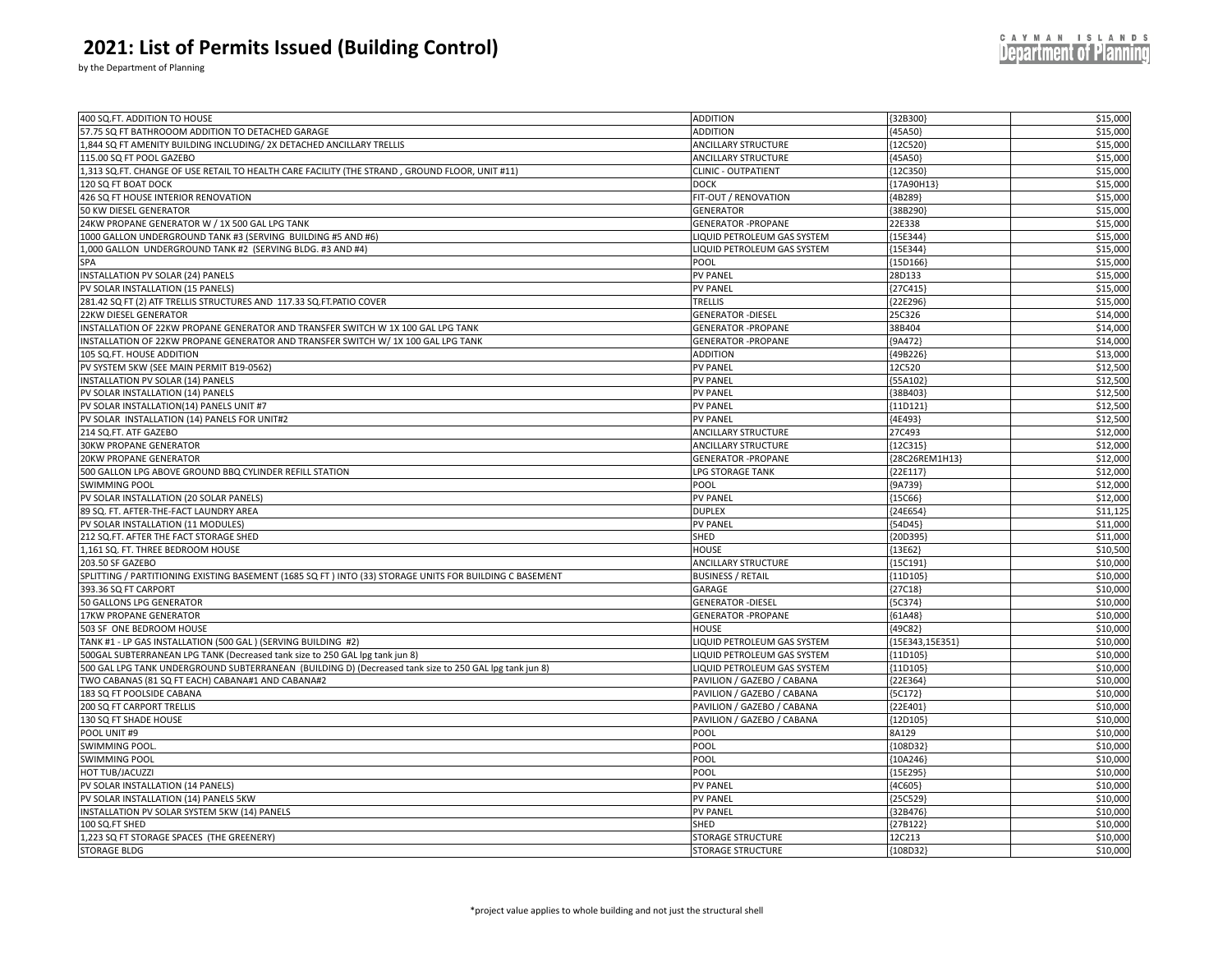# 2021: List of Permits Issued (Building Control)

by the Department of Planning

| | | | |
|---|---|---|---|
| 400 SQ.FT. ADDITION TO HOUSE | ADDITION | {32B300} | $15,000 |
| 57.75 SQ FT BATHROOOM ADDITION TO DETACHED GARAGE | ADDITION | {45A50} | $15,000 |
| 1,844 SQ FT AMENITY BUILDING INCLUDING/ 2X DETACHED ANCILLARY TRELLIS | ANCILLARY STRUCTURE | {12C520} | $15,000 |
| 115.00 SQ FT POOL GAZEBO | ANCILLARY STRUCTURE | {45A50} | $15,000 |
| 1,313 SQ.FT. CHANGE OF USE RETAIL TO HEALTH CARE FACILITY (THE STRAND , GROUND FLOOR, UNIT #11) | CLINIC - OUTPATIENT | {12C350} | $15,000 |
| 120 SQ FT BOAT DOCK | DOCK | {17A90H13} | $15,000 |
| 426 SQ FT HOUSE INTERIOR RENOVATION | FIT-OUT / RENOVATION | {4B289} | $15,000 |
| 50 KW DIESEL GENERATOR | GENERATOR | {38B290} | $15,000 |
| 24KW PROPANE GENERATOR W / 1X 500 GAL LPG TANK | GENERATOR -PROPANE | 22E338 | $15,000 |
| 1000 GALLON UNDERGROUND TANK #3 (SERVING BUILDING #5 AND #6) | LIQUID PETROLEUM GAS SYSTEM | {15E344} | $15,000 |
| 1,000 GALLON UNDERGROUND TANK #2 (SERVING BLDG. #3 AND #4) | LIQUID PETROLEUM GAS SYSTEM | {15E344} | $15,000 |
| SPA | POOL | {15D166} | $15,000 |
| INSTALLATION PV SOLAR (24) PANELS | PV PANEL | 28D133 | $15,000 |
| PV SOLAR INSTALLATION (15 PANELS) | PV PANEL | {27C415} | $15,000 |
| 281.42 SQ FT (2) ATF TRELLIS STRUCTURES AND 117.33 SQ.FT.PATIO COVER | TRELLIS | {22E296} | $15,000 |
| 22KW DIESEL GENERATOR | GENERATOR -DIESEL | 25C326 | $14,000 |
| INSTALLATION OF 22KW PROPANE GENERATOR AND TRANSFER SWITCH W 1X 100 GAL LPG TANK | GENERATOR -PROPANE | 38B404 | $14,000 |
| INSTALLATION OF 22KW PROPANE GENERATOR AND TRANSFER SWITCH W/ 1X 100 GAL LPG TANK | GENERATOR -PROPANE | {9A472} | $14,000 |
| 105 SQ.FT. HOUSE ADDITION | ADDITION | {49B226} | $13,000 |
| PV SYSTEM 5KW (SEE MAIN PERMIT B19-0562) | PV PANEL | 12C520 | $12,500 |
| INSTALLATION PV SOLAR (14) PANELS | PV PANEL | {55A102} | $12,500 |
| PV SOLAR INSTALLATION (14) PANELS | PV PANEL | {38B403} | $12,500 |
| PV SOLAR INSTALLATION(14) PANELS UNIT #7 | PV PANEL | {11D121} | $12,500 |
| PV SOLAR INSTALLATION (14) PANELS FOR UNIT#2 | PV PANEL | {4E493} | $12,500 |
| 214 SQ.FT. ATF GAZEBO | ANCILLARY STRUCTURE | 27C493 | $12,000 |
| 30KW PROPANE GENERATOR | ANCILLARY STRUCTURE | {12C315} | $12,000 |
| 20KW PROPANE GENERATOR | GENERATOR -PROPANE | {28C26REM1H13} | $12,000 |
| 500 GALLON LPG ABOVE GROUND BBQ CYLINDER REFILL STATION | LPG STORAGE TANK | {22E117} | $12,000 |
| SWIMMING POOL | POOL | {9A739} | $12,000 |
| PV SOLAR INSTALLATION (20 SOLAR PANELS) | PV PANEL | {15C66} | $12,000 |
| 89 SQ. FT. AFTER-THE-FACT LAUNDRY AREA | DUPLEX | {24E654} | $11,125 |
| PV SOLAR INSTALLATION (11 MODULES) | PV PANEL | {54D45} | $11,000 |
| 212 SQ.FT. AFTER THE FACT STORAGE SHED | SHED | {20D395} | $11,000 |
| 1,161 SQ. FT. THREE BEDROOM HOUSE | HOUSE | {13E62} | $10,500 |
| 203.50 SF GAZEBO | ANCILLARY STRUCTURE | {15C191} | $10,000 |
| SPLITTING / PARTITIONING EXISTING BASEMENT (1685 SQ FT ) INTO (33) STORAGE UNITS FOR BUILDING C BASEMENT | BUSINESS / RETAIL | {11D105} | $10,000 |
| 393.36 SQ FT CARPORT | GARAGE | {27C18} | $10,000 |
| 50 GALLONS LPG GENERATOR | GENERATOR -DIESEL | {5C374} | $10,000 |
| 17KW PROPANE GENERATOR | GENERATOR -PROPANE | {61A48} | $10,000 |
| 503 SF ONE BEDROOM HOUSE | HOUSE | {49C82} | $10,000 |
| TANK #1 - LP GAS INSTALLATION (500 GAL ) (SERVING BUILDING #2) | LIQUID PETROLEUM GAS SYSTEM | {15E343,15E351} | $10,000 |
| 500GAL SUBTERRANEAN LPG TANK (Decreased tank size to 250 GAL lpg tank jun 8) | LIQUID PETROLEUM GAS SYSTEM | {11D105} | $10,000 |
| 500 GAL LPG TANK UNDERGROUND SUBTERRANEAN (BUILDING D) (Decreased tank size to 250 GAL lpg tank jun 8) | LIQUID PETROLEUM GAS SYSTEM | {11D105} | $10,000 |
| TWO CABANAS (81 SQ FT EACH) CABANA#1 AND CABANA#2 | PAVILION / GAZEBO / CABANA | {22E364} | $10,000 |
| 183 SQ FT POOLSIDE CABANA | PAVILION / GAZEBO / CABANA | {5C172} | $10,000 |
| 200 SQ FT CARPORT TRELLIS | PAVILION / GAZEBO / CABANA | {22E401} | $10,000 |
| 130 SQ FT SHADE HOUSE | PAVILION / GAZEBO / CABANA | {12D105} | $10,000 |
| POOL UNIT #9 | POOL | 8A129 | $10,000 |
| SWIMMING POOL. | POOL | {108D32} | $10,000 |
| SWIMMING POOL | POOL | {10A246} | $10,000 |
| HOT TUB/JACUZZI | POOL | {15E295} | $10,000 |
| PV SOLAR INSTALLATION (14 PANELS) | PV PANEL | {4C605} | $10,000 |
| PV SOLAR INSTALLATION (14) PANELS 5KW | PV PANEL | {25C529} | $10,000 |
| INSTALLATION PV SOLAR SYSTEM 5KW (14) PANELS | PV PANEL | {32B476} | $10,000 |
| 100 SQ.FT SHED | SHED | {27B122} | $10,000 |
| 1,223 SQ FT STORAGE SPACES (THE GREENERY) | STORAGE STRUCTURE | 12C213 | $10,000 |
| STORAGE BLDG | STORAGE STRUCTURE | {108D32} | $10,000 |

*project value applies to whole building and not just the structural shell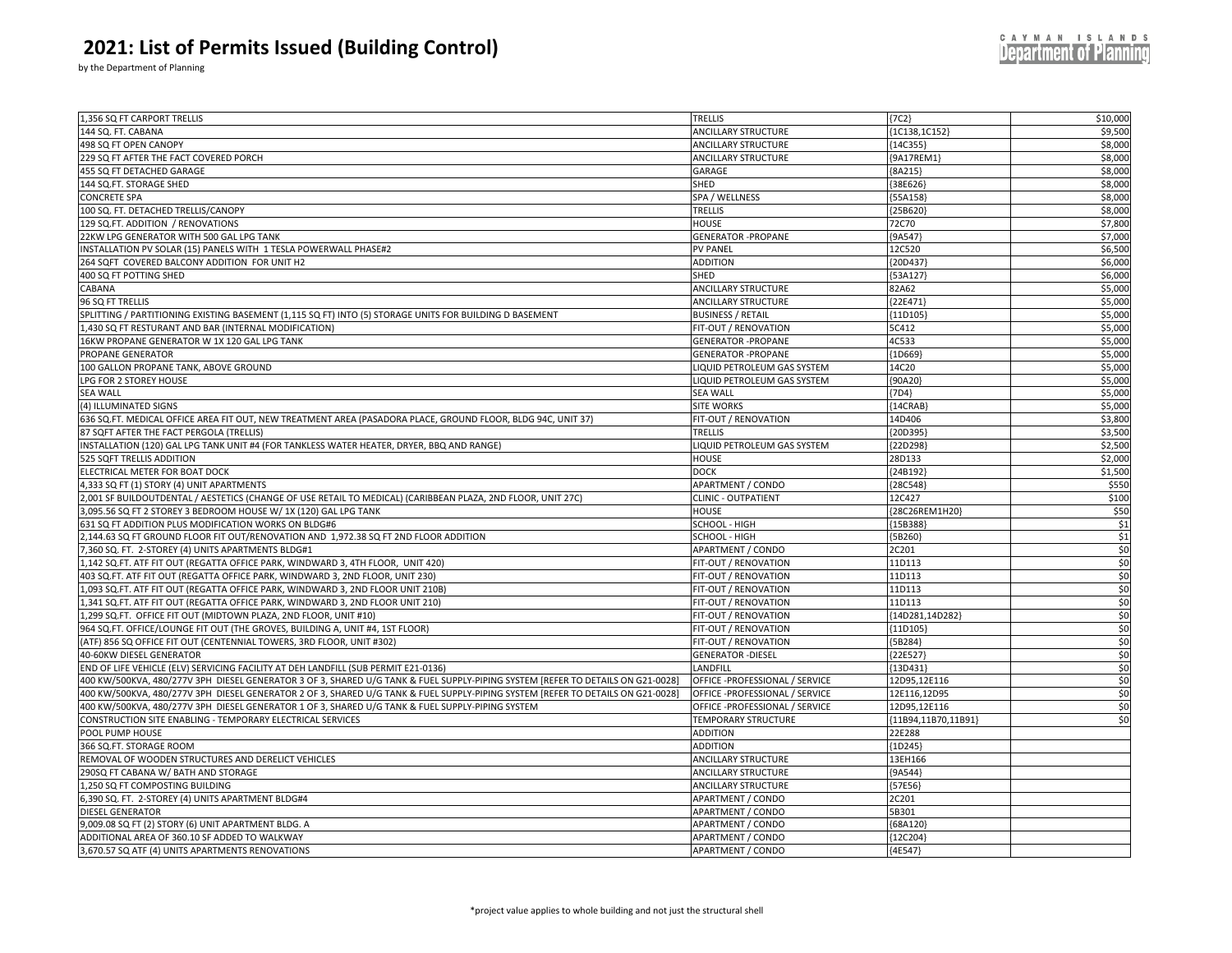# 2021: List of Permits Issued (Building Control)

by the Department of Planning

| | | | |
|---|---|---|---|
| 1,356 SQ FT CARPORT TRELLIS | TRELLIS | {7C2} | $10,000 |
| 144 SQ. FT. CABANA | ANCILLARY STRUCTURE | {1C138,1C152} | $9,500 |
| 498 SQ FT OPEN CANOPY | ANCILLARY STRUCTURE | {14C355} | $8,000 |
| 229 SQ FT AFTER THE FACT COVERED PORCH | ANCILLARY STRUCTURE | {9A17REM1} | $8,000 |
| 455 SQ FT DETACHED GARAGE | GARAGE | {8A215} | $8,000 |
| 144 SQ.FT. STORAGE SHED | SHED | {38E626} | $8,000 |
| CONCRETE SPA | SPA / WELLNESS | {55A158} | $8,000 |
| 100 SQ. FT. DETACHED TRELLIS/CANOPY | TRELLIS | {25B620} | $8,000 |
| 129 SQ.FT. ADDITION / RENOVATIONS | HOUSE | 72C70 | $7,800 |
| 22KW LPG GENERATOR WITH 500 GAL LPG TANK | GENERATOR -PROPANE | {9A547} | $7,000 |
| INSTALLATION PV SOLAR (15) PANELS WITH 1 TESLA POWERWALL PHASE#2 | PV PANEL | 12C520 | $6,500 |
| 264 SQFT COVERED BALCONY ADDITION FOR UNIT H2 | ADDITION | {20D437} | $6,000 |
| 400 SQ FT POTTING SHED | SHED | {53A127} | $6,000 |
| CABANA | ANCILLARY STRUCTURE | 82A62 | $5,000 |
| 96 SQ FT TRELLIS | ANCILLARY STRUCTURE | {22E471} | $5,000 |
| SPLITTING / PARTITIONING EXISTING BASEMENT (1,115 SQ FT) INTO (5) STORAGE UNITS FOR BUILDING D BASEMENT | BUSINESS / RETAIL | {11D105} | $5,000 |
| 1,430 SQ FT RESTURANT AND BAR (INTERNAL MODIFICATION) | FIT-OUT / RENOVATION | 5C412 | $5,000 |
| 16KW PROPANE GENERATOR W 1X 120 GAL LPG TANK | GENERATOR -PROPANE | 4C533 | $5,000 |
| PROPANE GENERATOR | GENERATOR -PROPANE | {1D669} | $5,000 |
| 100 GALLON PROPANE TANK, ABOVE GROUND | LIQUID PETROLEUM GAS SYSTEM | 14C20 | $5,000 |
| LPG FOR 2 STOREY HOUSE | LIQUID PETROLEUM GAS SYSTEM | {90A20} | $5,000 |
| SEA WALL | SEA WALL | {7D4} | $5,000 |
| (4) ILLUMINATED SIGNS | SITE WORKS | {14CRAB} | $5,000 |
| 636 SQ.FT. MEDICAL OFFICE AREA FIT OUT, NEW TREATMENT AREA (PASADORA PLACE, GROUND FLOOR, BLDG 94C, UNIT 37) | FIT-OUT / RENOVATION | 14D406 | $3,800 |
| 87 SQFT AFTER THE FACT PERGOLA (TRELLIS) | TRELLIS | {20D395} | $3,500 |
| INSTALLATION (120) GAL LPG TANK UNIT #4 (FOR TANKLESS WATER HEATER, DRYER, BBQ AND RANGE) | LIQUID PETROLEUM GAS SYSTEM | {22D298} | $2,500 |
| 525 SQFT TRELLIS ADDITION | HOUSE | 28D133 | $2,000 |
| ELECTRICAL METER FOR BOAT DOCK | DOCK | {24B192} | $1,500 |
| 4,333 SQ FT (1) STORY (4) UNIT APARTMENTS | APARTMENT / CONDO | {28C548} | $550 |
| 2,001 SF BUILDOUTDENTAL / AESTETICS (CHANGE OF USE RETAIL TO MEDICAL) (CARIBBEAN PLAZA, 2ND FLOOR, UNIT 27C) | CLINIC - OUTPATIENT | 12C427 | $100 |
| 3,095.56 SQ FT 2 STOREY 3 BEDROOM HOUSE W/ 1X (120) GAL LPG TANK | HOUSE | {28C26REM1H20} | $50 |
| 631 SQ FT ADDITION PLUS MODIFICATION WORKS ON BLDG#6 | SCHOOL - HIGH | {15B388} | $1 |
| 2,144.63 SQ FT GROUND FLOOR FIT OUT/RENOVATION AND 1,972.38 SQ FT 2ND FLOOR ADDITION | SCHOOL - HIGH | {5B260} | $1 |
| 7,360 SQ. FT. 2-STOREY (4) UNITS APARTMENTS BLDG#1 | APARTMENT / CONDO | 2C201 | $0 |
| 1,142 SQ.FT. ATF FIT OUT (REGATTA OFFICE PARK, WINDWARD 3, 4TH FLOOR, UNIT 420) | FIT-OUT / RENOVATION | 11D113 | $0 |
| 403 SQ.FT. ATF FIT OUT (REGATTA OFFICE PARK, WINDWARD 3, 2ND FLOOR, UNIT 230) | FIT-OUT / RENOVATION | 11D113 | $0 |
| 1,093 SQ.FT. ATF FIT OUT (REGATTA OFFICE PARK, WINDWARD 3, 2ND FLOOR UNIT 210B) | FIT-OUT / RENOVATION | 11D113 | $0 |
| 1,341 SQ.FT. ATF FIT OUT (REGATTA OFFICE PARK, WINDWARD 3, 2ND FLOOR UNIT 210) | FIT-OUT / RENOVATION | 11D113 | $0 |
| 1,299 SQ.FT. OFFICE FIT OUT (MIDTOWN PLAZA, 2ND FLOOR, UNIT #10) | FIT-OUT / RENOVATION | {14D281,14D282} | $0 |
| 964 SQ.FT. OFFICE/LOUNGE FIT OUT (THE GROVES, BUILDING A, UNIT #4, 1ST FLOOR) | FIT-OUT / RENOVATION | {11D105} | $0 |
| (ATF) 856 SQ OFFICE FIT OUT (CENTENNIAL TOWERS, 3RD FLOOR, UNIT #302) | FIT-OUT / RENOVATION | {5B284} | $0 |
| 40-60KW DIESEL GENERATOR | GENERATOR -DIESEL | {22E527} | $0 |
| END OF LIFE VEHICLE (ELV) SERVICING FACILITY AT DEH LANDFILL (SUB PERMIT E21-0136) | LANDFILL | {13D431} | $0 |
| 400 KW/500KVA, 480/277V 3PH DIESEL GENERATOR 3 OF 3, SHARED U/G TANK & FUEL SUPPLY-PIPING SYSTEM [REFER TO DETAILS ON G21-0028] | OFFICE -PROFESSIONAL / SERVICE | 12D95,12E116 | $0 |
| 400 KW/500KVA, 480/277V 3PH DIESEL GENERATOR 2 OF 3, SHARED U/G TANK & FUEL SUPPLY-PIPING SYSTEM [REFER TO DETAILS ON G21-0028] | OFFICE -PROFESSIONAL / SERVICE | 12E116,12D95 | $0 |
| 400 KW/500KVA, 480/277V 3PH DIESEL GENERATOR 1 OF 3, SHARED U/G TANK & FUEL SUPPLY-PIPING SYSTEM | OFFICE -PROFESSIONAL / SERVICE | 12D95,12E116 | $0 |
| CONSTRUCTION SITE ENABLING - TEMPORARY ELECTRICAL SERVICES | TEMPORARY STRUCTURE | {11B94,11B70,11B91} | $0 |
| POOL PUMP HOUSE | ADDITION | 22E288 | |
| 366 SQ.FT. STORAGE ROOM | ADDITION | {1D245} | |
| REMOVAL OF WOODEN STRUCTURES AND DERELICT VEHICLES | ANCILLARY STRUCTURE | 13EH166 | |
| 290SQ FT CABANA W/ BATH AND STORAGE | ANCILLARY STRUCTURE | {9A544} | |
| 1,250 SQ FT COMPOSTING BUILDING | ANCILLARY STRUCTURE | {57E56} | |
| 6,390 SQ. FT. 2-STOREY (4) UNITS APARTMENT BLDG#4 | APARTMENT / CONDO | 2C201 | |
| DIESEL GENERATOR | APARTMENT / CONDO | 5B301 | |
| 9,009.08 SQ FT (2) STORY (6) UNIT APARTMENT BLDG. A | APARTMENT / CONDO | {68A120} | |
| ADDITIONAL AREA OF 360.10 SF ADDED TO WALKWAY | APARTMENT / CONDO | {12C204} | |
| 3,670.57 SQ ATF (4) UNITS APARTMENTS RENOVATIONS | APARTMENT / CONDO | {4E547} | |

*project value applies to whole building and not just the structural shell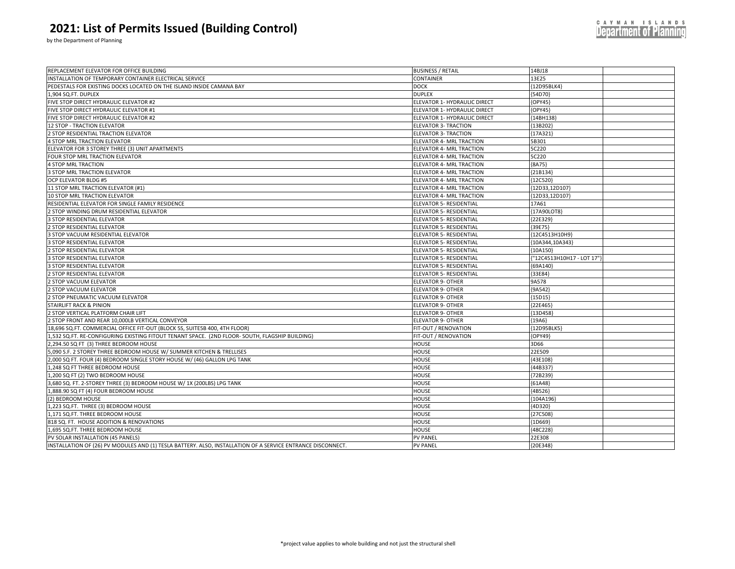# 2021: List of Permits Issued (Building Control)

by the Department of Planning

| | | | |
|---|---|---|---|
| REPLACEMENT ELEVATOR FOR OFFICE BUILDING | BUSINESS / RETAIL | 14BJ18 | |
| INSTALLATION OF TEMPORARY CONTAINER ELECTRICAL SERVICE | CONTAINER | 13E25 | |
| PEDESTALS FOR EXISTING DOCKS LOCATED ON THE ISLAND INSIDE CAMANA BAY | DOCK | {12D95BLK4} | |
| 1,904 SQ.FT. DUPLEX | DUPLEX | {54D70} | |
| FIVE STOP DIRECT HYDRAULIC ELEVATOR #2 | ELEVATOR 1- HYDRAULIC DIRECT | {OPY45} | |
| FIVE STOP DIRECT HYDRAULIC ELEVATOR #1 | ELEVATOR 1- HYDRAULIC DIRECT | {OPY45} | |
| FIVE STOP DIRECT HYDRAULIC ELEVATOR #2 | ELEVATOR 1- HYDRAULIC DIRECT | {14BH138} | |
| 12 STOP - TRACTION ELEVATOR | ELEVATOR 3- TRACTION | {13B202} | |
| 2 STOP RESIDENTIAL TRACTION ELEVATOR | ELEVATOR 3- TRACTION | {17A321} | |
| 4 STOP MRL TRACTION ELEVATOR | ELEVATOR 4- MRL TRACTION | 5B301 | |
| ELEVATOR FOR 3 STOREY THREE (3) UNIT APARTMENTS | ELEVATOR 4- MRL TRACTION | 5C220 | |
| FOUR STOP MRL TRACTION ELEVATOR | ELEVATOR 4- MRL TRACTION | 5C220 | |
| 4 STOP MRL TRACTION | ELEVATOR 4- MRL TRACTION | {8A75} | |
| 3 STOP MRL TRACTION ELEVATOR | ELEVATOR 4- MRL TRACTION | {21B134} | |
| OCP ELEVATOR BLDG #5 | ELEVATOR 4- MRL TRACTION | {12C520} | |
| 11 STOP MRL TRACTION ELEVATOR (#1) | ELEVATOR 4- MRL TRACTION | {12D33,12D107} | |
| 10 STOP MRL TRACTION ELEVATOR | ELEVATOR 4- MRL TRACTION | {12D33,12D107} | |
| RESIDENTIAL ELEVATOR FOR SINGLE FAMILY RESIDENCE | ELEVATOR 5- RESIDENTIAL | 17A61 | |
| 2 STOP WINDING DRUM RESIDENTIAL ELEVATOR | ELEVATOR 5- RESIDENTIAL | {17A90LOT8} | |
| 3 STOP RESIDENTIAL ELEVATOR | ELEVATOR 5- RESIDENTIAL | {22E329} | |
| 2 STOP RESIDENTIAL ELEVATOR | ELEVATOR 5- RESIDENTIAL | {39E75} | |
| 3 STOP VACUUM RESIDENTIAL ELEVATOR | ELEVATOR 5- RESIDENTIAL | {12C4513H10H9} | |
| 3 STOP RESIDENTIAL ELEVATOR | ELEVATOR 5- RESIDENTIAL | {10A344,10A343} | |
| 2 STOP RESIDENTIAL ELEVATOR | ELEVATOR 5- RESIDENTIAL | {10A150} | |
| 3 STOP RESIDENTIAL ELEVATOR | ELEVATOR 5- RESIDENTIAL | {"12C4513H10H17 - LOT 17"} | |
| 3 STOP RESIDENTIAL ELEVATOR | ELEVATOR 5- RESIDENTIAL | {69A140} | |
| 2 STOP RESIDENTIAL ELEVATOR | ELEVATOR 5- RESIDENTIAL | {33E84} | |
| 2 STOP VACUUM ELEVATOR | ELEVATOR 9- OTHER | 9A578 | |
| 2 STOP VACUUM ELEVATOR | ELEVATOR 9- OTHER | {9A542} | |
| 2 STOP PNEUMATIC VACUUM ELEVATOR | ELEVATOR 9- OTHER | {15D15} | |
| STAIRLIFT RACK & PINION | ELEVATOR 9- OTHER | {22E465} | |
| 2 STOP VERTICAL PLATFORM CHAIR LIFT | ELEVATOR 9- OTHER | {13D458} | |
| 2 STOP FRONT AND REAR 10,000LB VERTICAL CONVEYOR | ELEVATOR 9- OTHER | {19A6} | |
| 18,696 SQ.FT. COMMERCIAL OFFICE FIT-OUT (BLOCK 5S, SUITE5B 400, 4TH FLOOR) | FIT-OUT / RENOVATION | {12D95BLK5} | |
| 1,532 SQ.FT. RE-CONFIGURING EXISTING FITOUT TENANT SPACE. (2ND FLOOR- SOUTH, FLAGSHIP BUILDING) | FIT-OUT / RENOVATION | {OPY49} | |
| 2,294.50 SQ FT (3) THREE BEDROOM HOUSE | HOUSE | 3D66 | |
| 5,090 S.F. 2 STOREY THREE BEDROOM HOUSE W/ SUMMER KITCHEN & TRELLISES | HOUSE | 22E509 | |
| 2,000 SQ FT. FOUR (4) BEDROOM SINGLE STORY HOUSE W/ (46) GALLON LPG TANK | HOUSE | {43E108} | |
| 1,248 SQ FT THREE BEDROOM HOUSE | HOUSE | {44B337} | |
| 1,200 SQ FT (2) TWO BEDROOM HOUSE | HOUSE | {72B239} | |
| 3,680 SQ. FT. 2-STOREY THREE (3) BEDROOM HOUSE W/ 1X (200LBS) LPG TANK | HOUSE | {61A48} | |
| 1,888.90 SQ FT (4) FOUR BEDROOM HOUSE | HOUSE | {4B526} | |
| (2) BEDROOM HOUSE | HOUSE | {104A196} | |
| 1,223 SQ.FT. THREE (3) BEDROOM HOUSE | HOUSE | {4D320} | |
| 1,171 SQ.FT. THREE BEDROOM HOUSE | HOUSE | {27C508} | |
| 818 SQ. FT. HOUSE ADDITION & RENOVATIONS | HOUSE | {1D669} | |
| 1,695 SQ.FT. THREE BEDROOM HOUSE | HOUSE | {48C228} | |
| PV SOLAR INSTALLATION (45 PANELS) | PV PANEL | 22E308 | |
| INSTALLATION OF (26) PV MODULES AND (1) TESLA BATTERY. ALSO, INSTALLATION OF A SERVICE ENTRANCE DISCONNECT. | PV PANEL | {20E348} | |

*project value applies to whole building and not just the structural shell